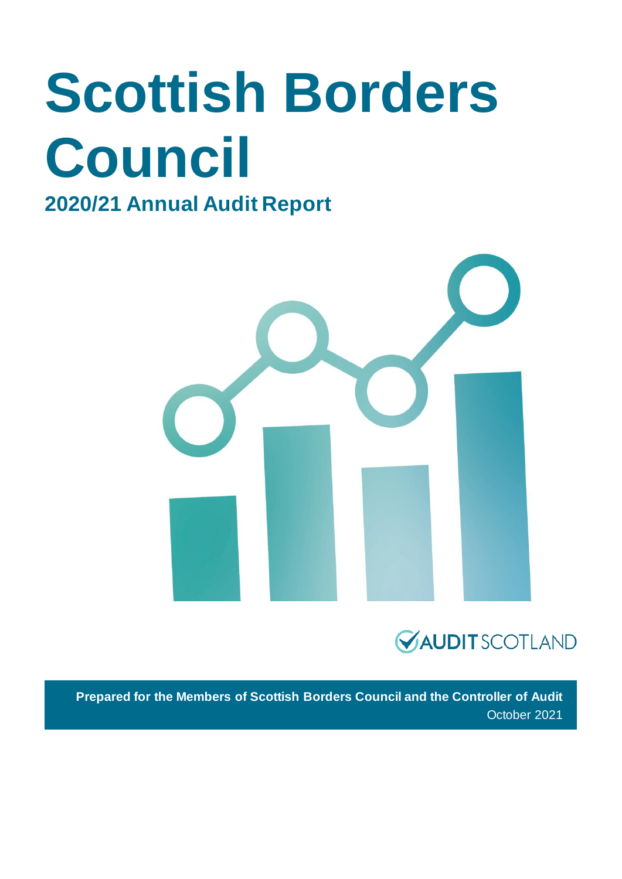# Scottish Borders Council

## 2020/21 Annual Audit Report

AUDIT SCOTLAND

**Prepared for the Members of Scottish Borders Council and the Controller of Audit**

October 2021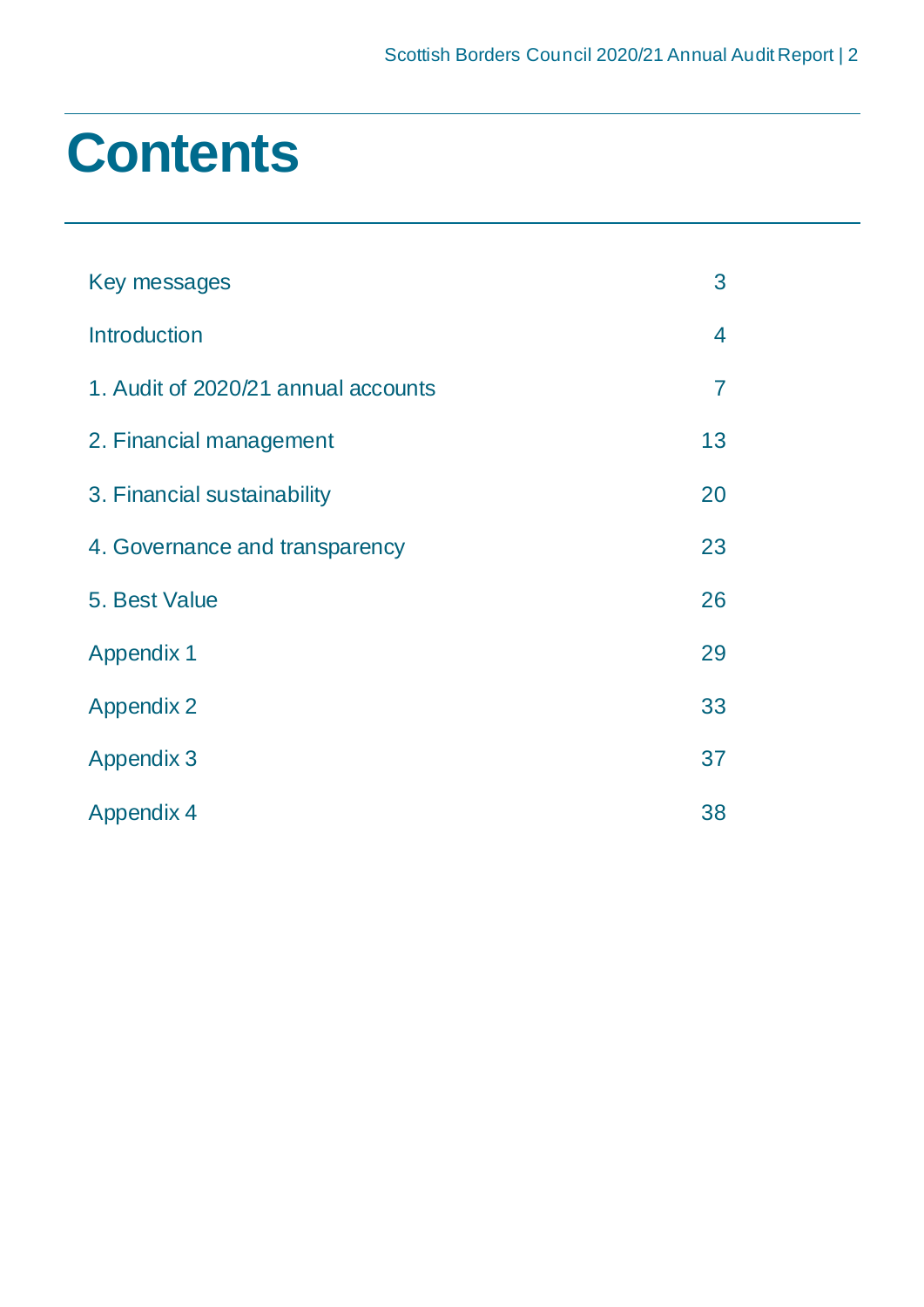# Contents

| | |
|---|---|
| Key messages | 3 |
| Introduction | 4 |
| 1. Audit of 2020/21 annual accounts | 7 |
| 2. Financial management | 13 |
| 3. Financial sustainability | 20 |
| 4. Governance and transparency | 23 |
| 5. Best Value | 26 |
| Appendix 1 | 29 |
| Appendix 2 | 33 |
| Appendix 3 | 37 |
| Appendix 4 | 38 |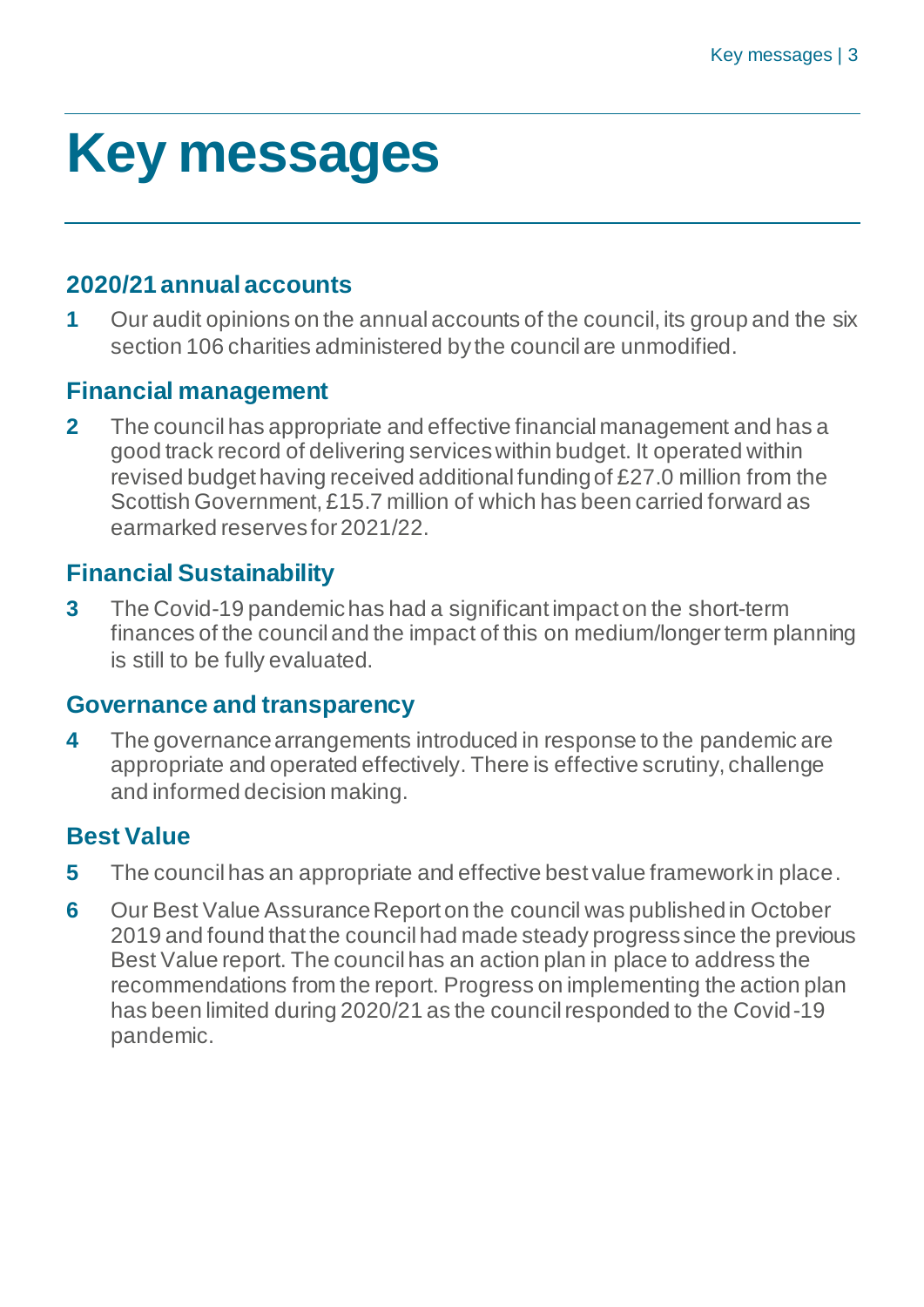# Key messages

## 2020/21 annual accounts

**1** Our audit opinions on the annual accounts of the council, its group and the six section 106 charities administered by the council are unmodified.

## Financial management

**2** The council has appropriate and effective financial management and has a good track record of delivering services within budget. It operated within revised budget having received additional funding of £27.0 million from the Scottish Government, £15.7 million of which has been carried forward as earmarked reserves for 2021/22.

## Financial Sustainability

**3** The Covid-19 pandemic has had a significant impact on the short-term finances of the council and the impact of this on medium/longer term planning is still to be fully evaluated.

## Governance and transparency

**4** The governance arrangements introduced in response to the pandemic are appropriate and operated effectively. There is effective scrutiny, challenge and informed decision making.

## Best Value

**5** The council has an appropriate and effective best value framework in place.

**6** Our Best Value Assurance Report on the council was published in October 2019 and found that the council had made steady progress since the previous Best Value report. The council has an action plan in place to address the recommendations from the report. Progress on implementing the action plan has been limited during 2020/21 as the council responded to the Covid-19 pandemic.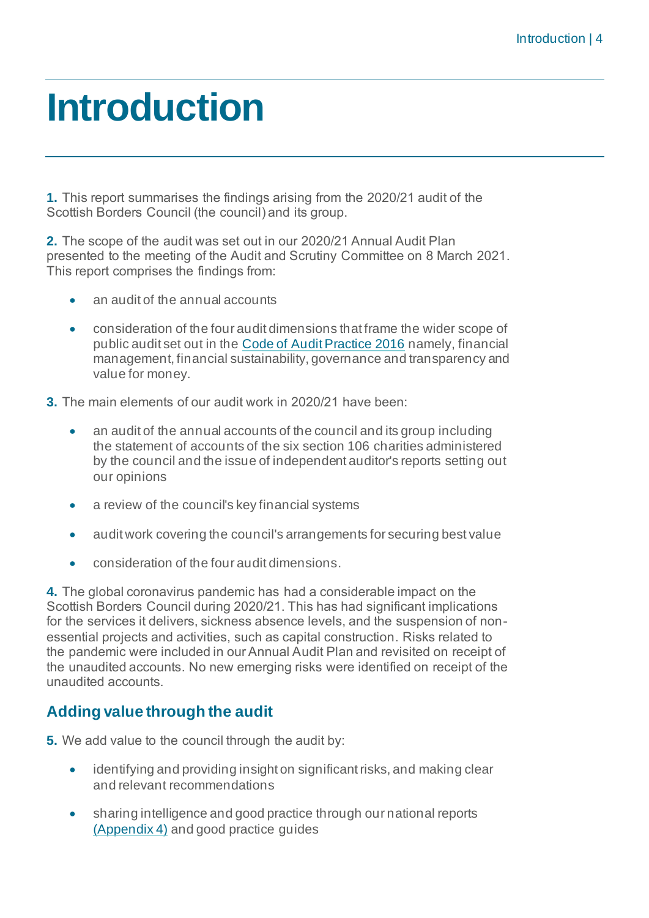# Introduction

**1.** This report summarises the findings arising from the 2020/21 audit of the Scottish Borders Council (the council) and its group.

**2.** The scope of the audit was set out in our 2020/21 Annual Audit Plan presented to the meeting of the Audit and Scrutiny Committee on 8 March 2021. This report comprises the findings from:

- an audit of the annual accounts
- consideration of the four audit dimensions that frame the wider scope of public audit set out in the Code of Audit Practice 2016 namely, financial management, financial sustainability, governance and transparency and value for money.

**3.** The main elements of our audit work in 2020/21 have been:

- an audit of the annual accounts of the council and its group including the statement of accounts of the six section 106 charities administered by the council and the issue of independent auditor's reports setting out our opinions
- a review of the council's key financial systems
- audit work covering the council's arrangements for securing best value
- consideration of the four audit dimensions.

**4.** The global coronavirus pandemic has had a considerable impact on the Scottish Borders Council during 2020/21. This has had significant implications for the services it delivers, sickness absence levels, and the suspension of non-essential projects and activities, such as capital construction. Risks related to the pandemic were included in our Annual Audit Plan and revisited on receipt of the unaudited accounts. No new emerging risks were identified on receipt of the unaudited accounts.

## Adding value through the audit

**5.** We add value to the council through the audit by:

- identifying and providing insight on significant risks, and making clear and relevant recommendations
- sharing intelligence and good practice through our national reports (Appendix 4) and good practice guides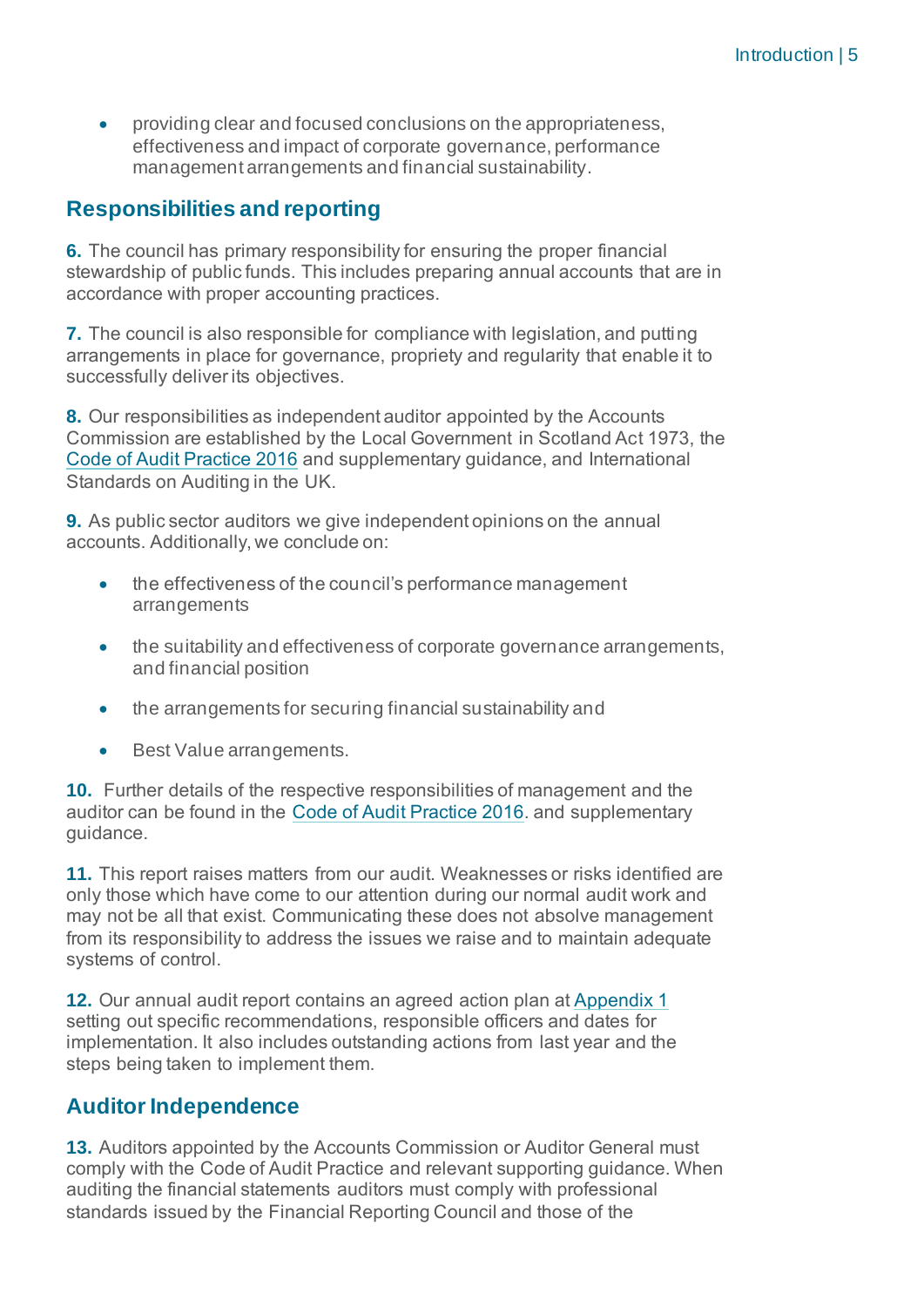- providing clear and focused conclusions on the appropriateness, effectiveness and impact of corporate governance, performance management arrangements and financial sustainability.

## Responsibilities and reporting

**6.** The council has primary responsibility for ensuring the proper financial stewardship of public funds. This includes preparing annual accounts that are in accordance with proper accounting practices.

**7.** The council is also responsible for compliance with legislation, and putting arrangements in place for governance, propriety and regularity that enable it to successfully deliver its objectives.

**8.** Our responsibilities as independent auditor appointed by the Accounts Commission are established by the Local Government in Scotland Act 1973, the Code of Audit Practice 2016 and supplementary guidance, and International Standards on Auditing in the UK.

**9.** As public sector auditors we give independent opinions on the annual accounts. Additionally, we conclude on:

- the effectiveness of the council's performance management arrangements
- the suitability and effectiveness of corporate governance arrangements, and financial position
- the arrangements for securing financial sustainability and
- Best Value arrangements.

**10.** Further details of the respective responsibilities of management and the auditor can be found in the Code of Audit Practice 2016. and supplementary guidance.

**11.** This report raises matters from our audit. Weaknesses or risks identified are only those which have come to our attention during our normal audit work and may not be all that exist. Communicating these does not absolve management from its responsibility to address the issues we raise and to maintain adequate systems of control.

**12.** Our annual audit report contains an agreed action plan at Appendix 1 setting out specific recommendations, responsible officers and dates for implementation. It also includes outstanding actions from last year and the steps being taken to implement them.

## Auditor Independence

**13.** Auditors appointed by the Accounts Commission or Auditor General must comply with the Code of Audit Practice and relevant supporting guidance. When auditing the financial statements auditors must comply with professional standards issued by the Financial Reporting Council and those of the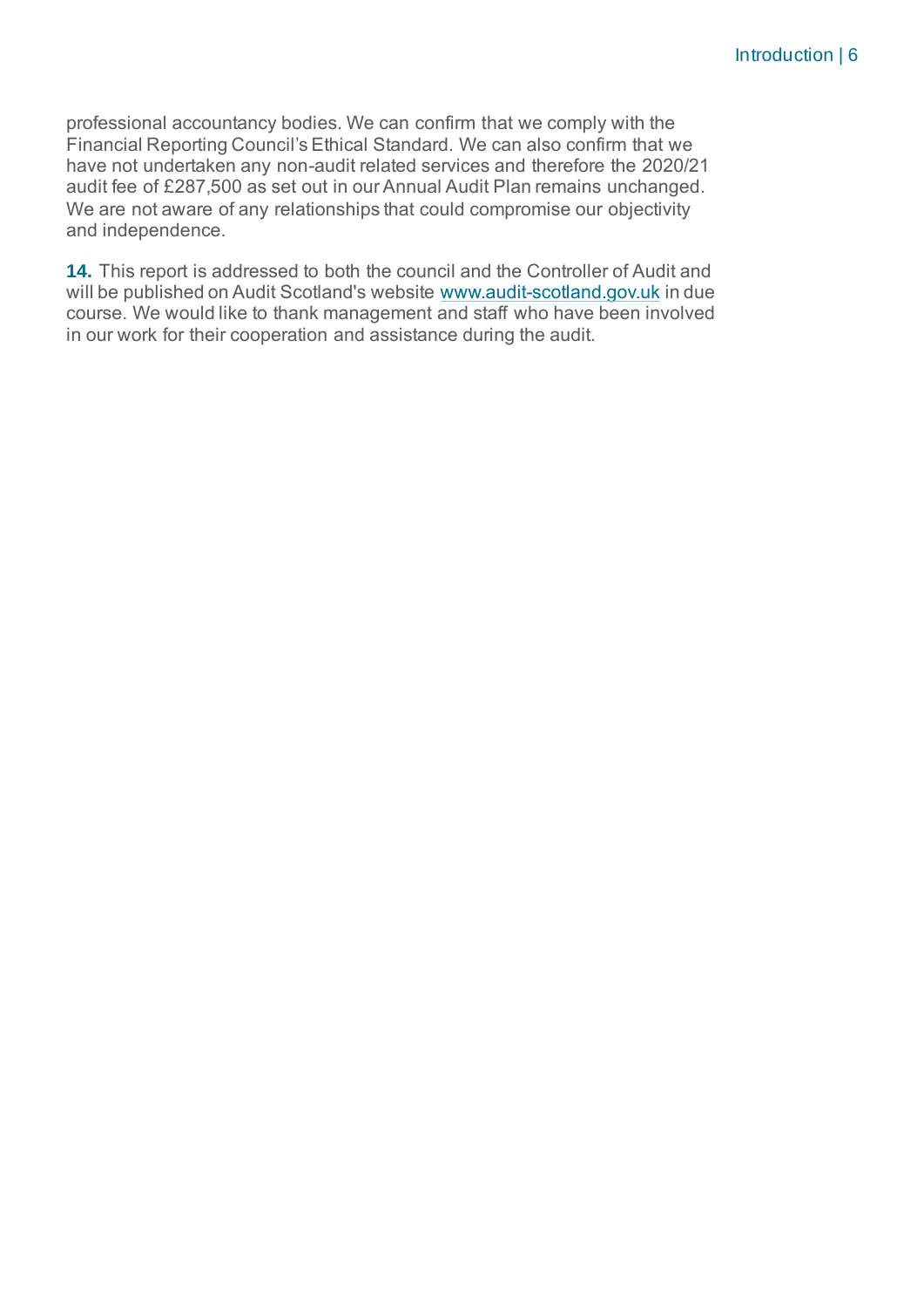professional accountancy bodies. We can confirm that we comply with the Financial Reporting Council's Ethical Standard. We can also confirm that we have not undertaken any non-audit related services and therefore the 2020/21 audit fee of £287,500 as set out in our Annual Audit Plan remains unchanged. We are not aware of any relationships that could compromise our objectivity and independence.

**14.** This report is addressed to both the council and the Controller of Audit and will be published on Audit Scotland's website www.audit-scotland.gov.uk in due course. We would like to thank management and staff who have been involved in our work for their cooperation and assistance during the audit.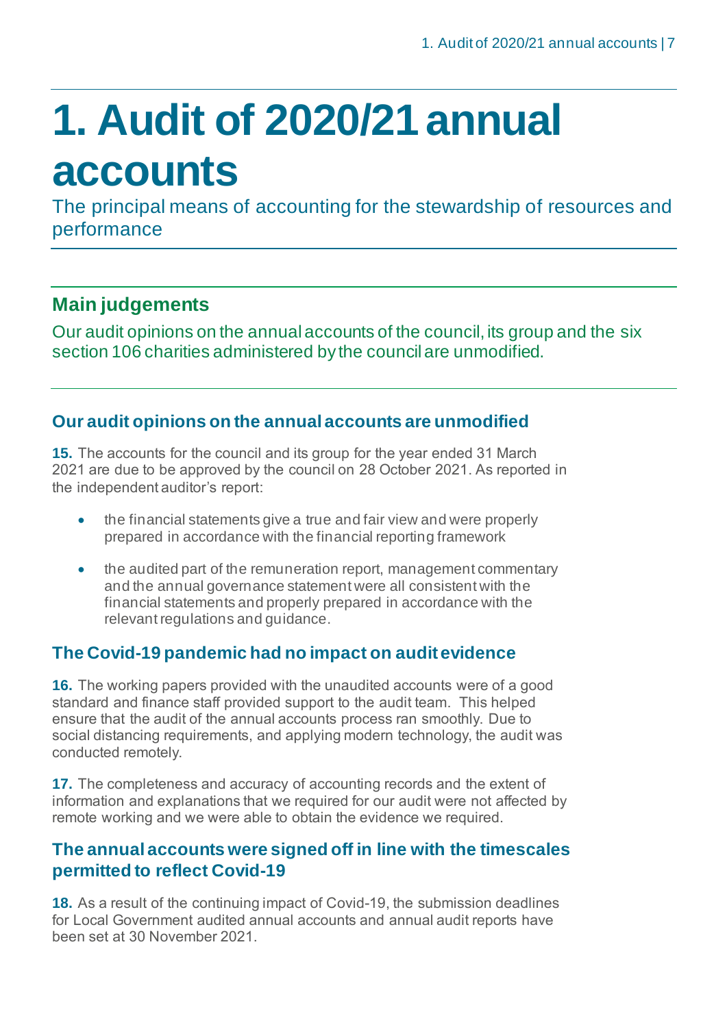# 1. Audit of 2020/21 annual accounts

The principal means of accounting for the stewardship of resources and performance

## Main judgements

Our audit opinions on the annual accounts of the council, its group and the six section 106 charities administered by the council are unmodified.

### Our audit opinions on the annual accounts are unmodified

**15.** The accounts for the council and its group for the year ended 31 March 2021 are due to be approved by the council on 28 October 2021. As reported in the independent auditor's report:

- the financial statements give a true and fair view and were properly prepared in accordance with the financial reporting framework
- the audited part of the remuneration report, management commentary and the annual governance statement were all consistent with the financial statements and properly prepared in accordance with the relevant regulations and guidance.

### The Covid-19 pandemic had no impact on audit evidence

**16.** The working papers provided with the unaudited accounts were of a good standard and finance staff provided support to the audit team. This helped ensure that the audit of the annual accounts process ran smoothly. Due to social distancing requirements, and applying modern technology, the audit was conducted remotely.

**17.** The completeness and accuracy of accounting records and the extent of information and explanations that we required for our audit were not affected by remote working and we were able to obtain the evidence we required.

### The annual accounts were signed off in line with the timescales permitted to reflect Covid-19

**18.** As a result of the continuing impact of Covid-19, the submission deadlines for Local Government audited annual accounts and annual audit reports have been set at 30 November 2021.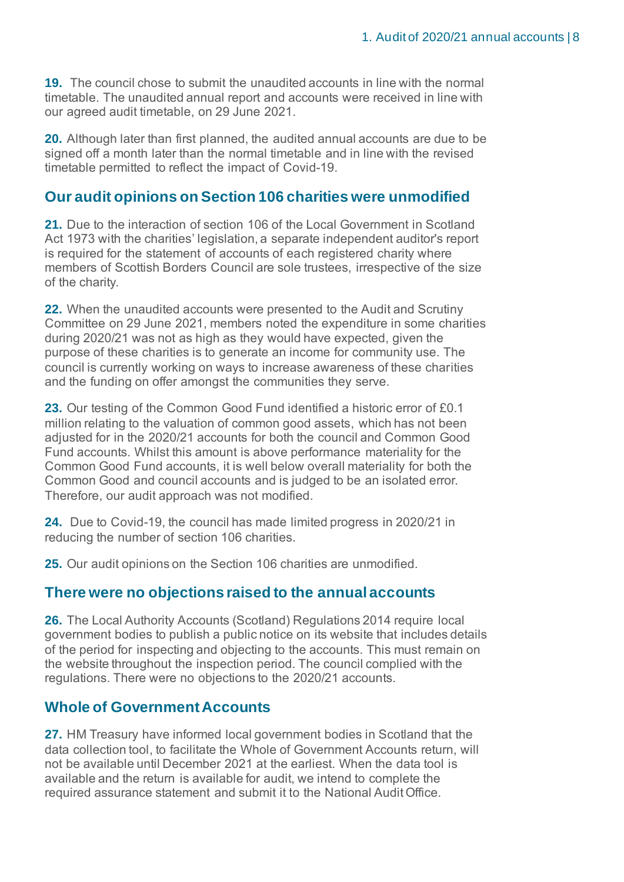**19.** The council chose to submit the unaudited accounts in line with the normal timetable. The unaudited annual report and accounts were received in line with our agreed audit timetable, on 29 June 2021.

**20.** Although later than first planned, the audited annual accounts are due to be signed off a month later than the normal timetable and in line with the revised timetable permitted to reflect the impact of Covid-19.

## Our audit opinions on Section 106 charities were unmodified

**21.** Due to the interaction of section 106 of the Local Government in Scotland Act 1973 with the charities' legislation, a separate independent auditor's report is required for the statement of accounts of each registered charity where members of Scottish Borders Council are sole trustees, irrespective of the size of the charity.

**22.** When the unaudited accounts were presented to the Audit and Scrutiny Committee on 29 June 2021, members noted the expenditure in some charities during 2020/21 was not as high as they would have expected, given the purpose of these charities is to generate an income for community use. The council is currently working on ways to increase awareness of these charities and the funding on offer amongst the communities they serve.

**23.** Our testing of the Common Good Fund identified a historic error of £0.1 million relating to the valuation of common good assets, which has not been adjusted for in the 2020/21 accounts for both the council and Common Good Fund accounts. Whilst this amount is above performance materiality for the Common Good Fund accounts, it is well below overall materiality for both the Common Good and council accounts and is judged to be an isolated error. Therefore, our audit approach was not modified.

**24.** Due to Covid-19, the council has made limited progress in 2020/21 in reducing the number of section 106 charities.

**25.** Our audit opinions on the Section 106 charities are unmodified.

## There were no objections raised to the annual accounts

**26.** The Local Authority Accounts (Scotland) Regulations 2014 require local government bodies to publish a public notice on its website that includes details of the period for inspecting and objecting to the accounts. This must remain on the website throughout the inspection period. The council complied with the regulations. There were no objections to the 2020/21 accounts.

## Whole of Government Accounts

**27.** HM Treasury have informed local government bodies in Scotland that the data collection tool, to facilitate the Whole of Government Accounts return, will not be available until December 2021 at the earliest. When the data tool is available and the return is available for audit, we intend to complete the required assurance statement and submit it to the National Audit Office.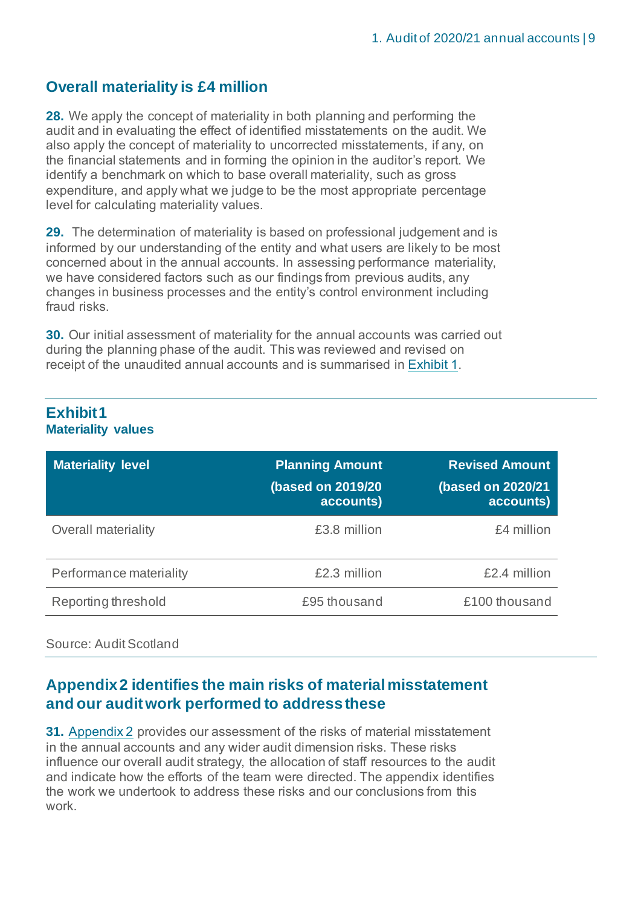## Overall materiality is £4 million

**28.** We apply the concept of materiality in both planning and performing the audit and in evaluating the effect of identified misstatements on the audit. We also apply the concept of materiality to uncorrected misstatements, if any, on the financial statements and in forming the opinion in the auditor's report. We identify a benchmark on which to base overall materiality, such as gross expenditure, and apply what we judge to be the most appropriate percentage level for calculating materiality values.

**29.** The determination of materiality is based on professional judgement and is informed by our understanding of the entity and what users are likely to be most concerned about in the annual accounts. In assessing performance materiality, we have considered factors such as our findings from previous audits, any changes in business processes and the entity's control environment including fraud risks.

**30.** Our initial assessment of materiality for the annual accounts was carried out during the planning phase of the audit. This was reviewed and revised on receipt of the unaudited annual accounts and is summarised in Exhibit 1.

### Exhibit 1
**Materiality values**

| Materiality level | Planning Amount (based on 2019/20 accounts) | Revised Amount (based on 2020/21 accounts) |
|---|---|---|
| Overall materiality | £3.8 million | £4 million |
| Performance materiality | £2.3 million | £2.4 million |
| Reporting threshold | £95 thousand | £100 thousand |

Source: Audit Scotland

## Appendix 2 identifies the main risks of material misstatement and our audit work performed to address these

**31.** Appendix 2 provides our assessment of the risks of material misstatement in the annual accounts and any wider audit dimension risks. These risks influence our overall audit strategy, the allocation of staff resources to the audit and indicate how the efforts of the team were directed. The appendix identifies the work we undertook to address these risks and our conclusions from this work.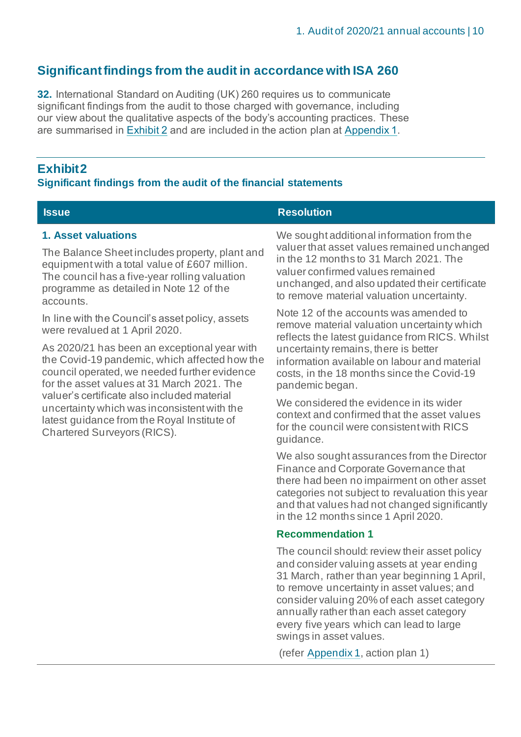## Significant findings from the audit in accordance with ISA 260

**32.** International Standard on Auditing (UK) 260 requires us to communicate significant findings from the audit to those charged with governance, including our view about the qualitative aspects of the body's accounting practices. These are summarised in Exhibit 2 and are included in the action plan at Appendix 1.

### Exhibit 2
**Significant findings from the audit of the financial statements**

| Issue | Resolution |
|---|---|
| **1. Asset valuations**<br><br>The Balance Sheet includes property, plant and equipment with a total value of £607 million. The council has a five-year rolling valuation programme as detailed in Note 12 of the accounts.<br><br>In line with the Council's asset policy, assets were revalued at 1 April 2020.<br><br>As 2020/21 has been an exceptional year with the Covid-19 pandemic, which affected how the council operated, we needed further evidence for the asset values at 31 March 2021. The valuer's certificate also included material uncertainty which was inconsistent with the latest guidance from the Royal Institute of Chartered Surveyors (RICS). | We sought additional information from the valuer that asset values remained unchanged in the 12 months to 31 March 2021. The valuer confirmed values remained unchanged, and also updated their certificate to remove material valuation uncertainty.<br><br>Note 12 of the accounts was amended to remove material valuation uncertainty which reflects the latest guidance from RICS. Whilst uncertainty remains, there is better information available on labour and material costs, in the 18 months since the Covid-19 pandemic began.<br><br>We considered the evidence in its wider context and confirmed that the asset values for the council were consistent with RICS guidance.<br><br>We also sought assurances from the Director Finance and Corporate Governance that there had been no impairment on other asset categories not subject to revaluation this year and that values had not changed significantly in the 12 months since 1 April 2020.<br><br>**Recommendation 1**<br><br>The council should: review their asset policy and consider valuing assets at year ending 31 March, rather than year beginning 1 April, to remove uncertainty in asset values; and consider valuing 20% of each asset category annually rather than each asset category every five years which can lead to large swings in asset values.<br><br>(refer Appendix 1, action plan 1) |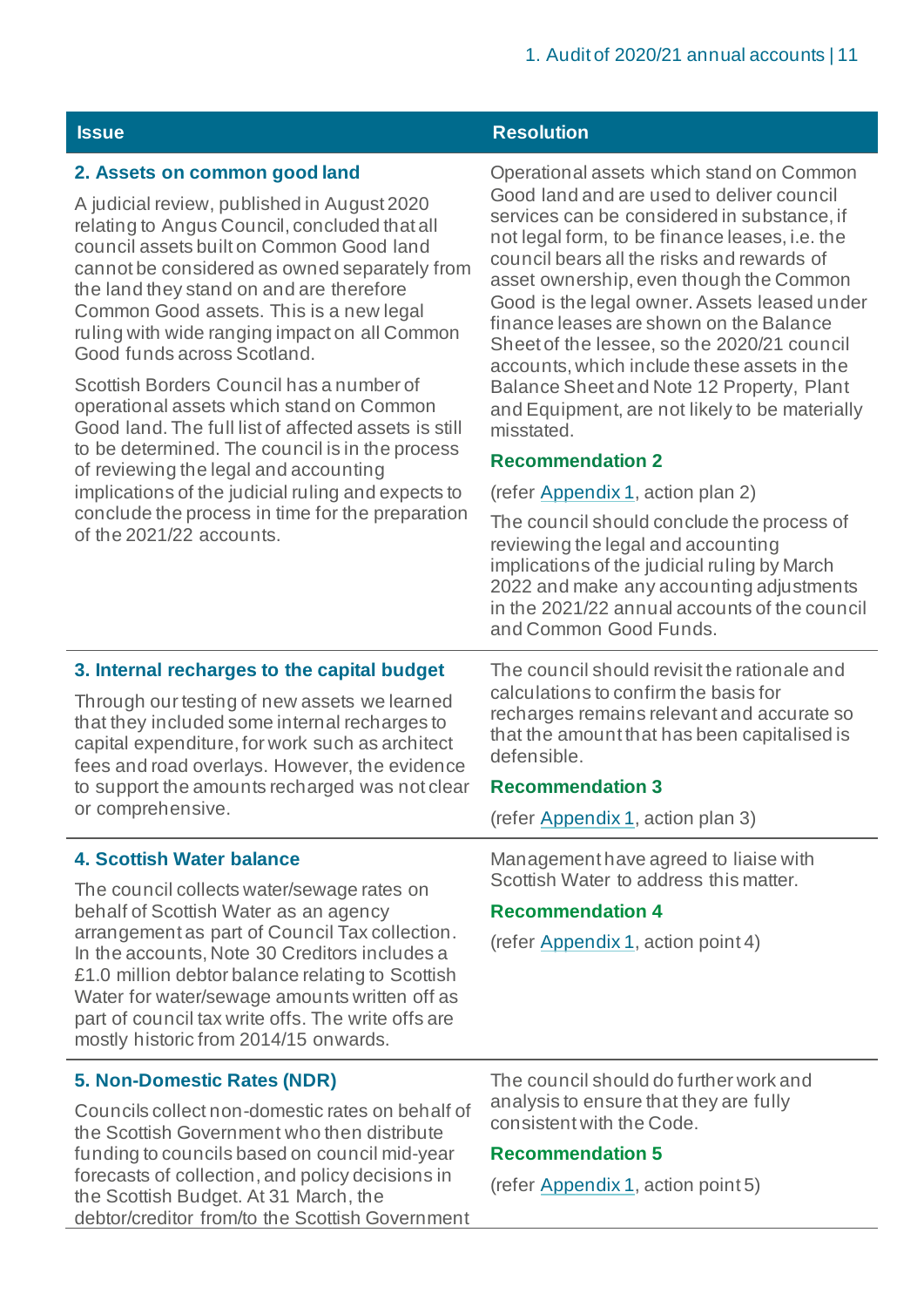| Issue | Resolution |
|---|---|
| **2. Assets on common good land**<br><br>A judicial review, published in August 2020 relating to Angus Council, concluded that all council assets built on Common Good land cannot be considered as owned separately from the land they stand on and are therefore Common Good assets. This is a new legal ruling with wide ranging impact on all Common Good funds across Scotland.<br><br>Scottish Borders Council has a number of operational assets which stand on Common Good land. The full list of affected assets is still to be determined. The council is in the process of reviewing the legal and accounting implications of the judicial ruling and expects to conclude the process in time for the preparation of the 2021/22 accounts. | Operational assets which stand on Common Good land and are used to deliver council services can be considered in substance, if not legal form, to be finance leases, i.e. the council bears all the risks and rewards of asset ownership, even though the Common Good is the legal owner. Assets leased under finance leases are shown on the Balance Sheet of the lessee, so the 2020/21 council accounts, which include these assets in the Balance Sheet and Note 12 Property, Plant and Equipment, are not likely to be materially misstated.<br><br>**Recommendation 2**<br><br>(refer Appendix 1, action plan 2)<br><br>The council should conclude the process of reviewing the legal and accounting implications of the judicial ruling by March 2022 and make any accounting adjustments in the 2021/22 annual accounts of the council and Common Good Funds. |
| **3. Internal recharges to the capital budget**<br><br>Through our testing of new assets we learned that they included some internal recharges to capital expenditure, for work such as architect fees and road overlays. However, the evidence to support the amounts recharged was not clear or comprehensive. | The council should revisit the rationale and calculations to confirm the basis for recharges remains relevant and accurate so that the amount that has been capitalised is defensible.<br><br>**Recommendation 3**<br><br>(refer Appendix 1, action plan 3) |
| **4. Scottish Water balance**<br><br>The council collects water/sewage rates on behalf of Scottish Water as an agency arrangement as part of Council Tax collection. In the accounts, Note 30 Creditors includes a £1.0 million debtor balance relating to Scottish Water for water/sewage amounts written off as part of council tax write offs. The write offs are mostly historic from 2014/15 onwards. | Management have agreed to liaise with Scottish Water to address this matter.<br><br>**Recommendation 4**<br><br>(refer Appendix 1, action point 4) |
| **5. Non-Domestic Rates (NDR)**<br><br>Councils collect non-domestic rates on behalf of the Scottish Government who then distribute funding to councils based on council mid-year forecasts of collection, and policy decisions in the Scottish Budget. At 31 March, the debtor/creditor from/to the Scottish Government | The council should do further work and analysis to ensure that they are fully consistent with the Code.<br><br>**Recommendation 5**<br><br>(refer Appendix 1, action point 5) |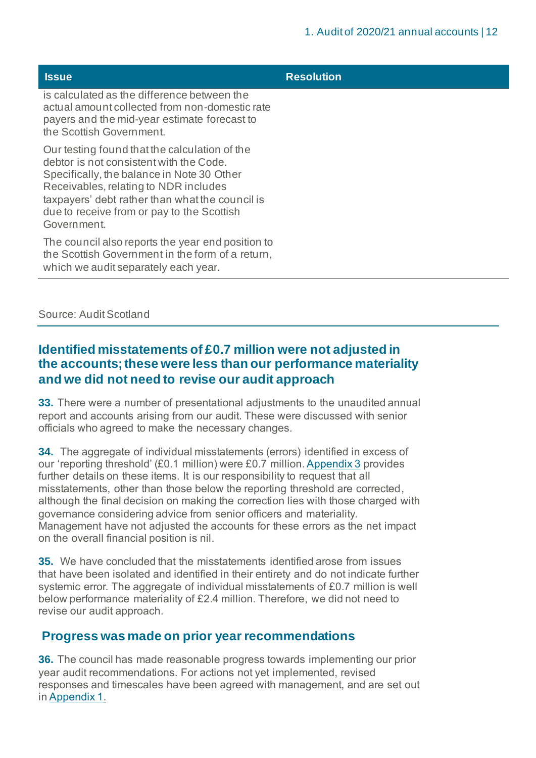| Issue | Resolution |
|---|---|
| is calculated as the difference between the actual amount collected from non-domestic rate payers and the mid-year estimate forecast to the Scottish Government.<br><br>Our testing found that the calculation of the debtor is not consistent with the Code. Specifically, the balance in Note 30 Other Receivables, relating to NDR includes taxpayers' debt rather than what the council is due to receive from or pay to the Scottish Government.<br><br>The council also reports the year end position to the Scottish Government in the form of a return, which we audit separately each year. | |

Source: Audit Scotland

## Identified misstatements of £0.7 million were not adjusted in the accounts; these were less than our performance materiality and we did not need to revise our audit approach

**33.** There were a number of presentational adjustments to the unaudited annual report and accounts arising from our audit. These were discussed with senior officials who agreed to make the necessary changes.

**34.** The aggregate of individual misstatements (errors) identified in excess of our 'reporting threshold' (£0.1 million) were £0.7 million. Appendix 3 provides further details on these items. It is our responsibility to request that all misstatements, other than those below the reporting threshold are corrected, although the final decision on making the correction lies with those charged with governance considering advice from senior officers and materiality. Management have not adjusted the accounts for these errors as the net impact on the overall financial position is nil.

**35.** We have concluded that the misstatements identified arose from issues that have been isolated and identified in their entirety and do not indicate further systemic error. The aggregate of individual misstatements of £0.7 million is well below performance materiality of £2.4 million. Therefore, we did not need to revise our audit approach.

## Progress was made on prior year recommendations

**36.** The council has made reasonable progress towards implementing our prior year audit recommendations. For actions not yet implemented, revised responses and timescales have been agreed with management, and are set out in Appendix 1.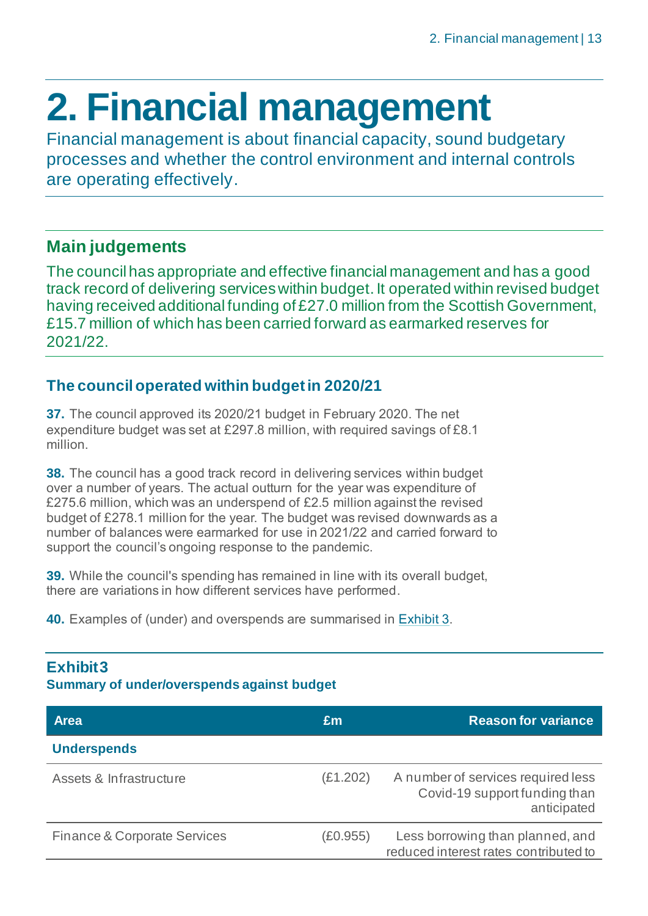# 2. Financial management

Financial management is about financial capacity, sound budgetary processes and whether the control environment and internal controls are operating effectively.

## Main judgements

The council has appropriate and effective financial management and has a good track record of delivering services within budget. It operated within revised budget having received additional funding of £27.0 million from the Scottish Government, £15.7 million of which has been carried forward as earmarked reserves for 2021/22.

## The council operated within budget in 2020/21

**37.** The council approved its 2020/21 budget in February 2020. The net expenditure budget was set at £297.8 million, with required savings of £8.1 million.

**38.** The council has a good track record in delivering services within budget over a number of years. The actual outturn for the year was expenditure of £275.6 million, which was an underspend of £2.5 million against the revised budget of £278.1 million for the year. The budget was revised downwards as a number of balances were earmarked for use in 2021/22 and carried forward to support the council's ongoing response to the pandemic.

**39.** While the council's spending has remained in line with its overall budget, there are variations in how different services have performed.

**40.** Examples of (under) and overspends are summarised in Exhibit 3.

**Exhibit 3**
**Summary of under/overspends against budget**

| Area | £m | Reason for variance |
|---|---|---|
| **Underspends** | | |
| Assets & Infrastructure | (£1.202) | A number of services required less Covid-19 support funding than anticipated |
| Finance & Corporate Services | (£0.955) | Less borrowing than planned, and reduced interest rates contributed to |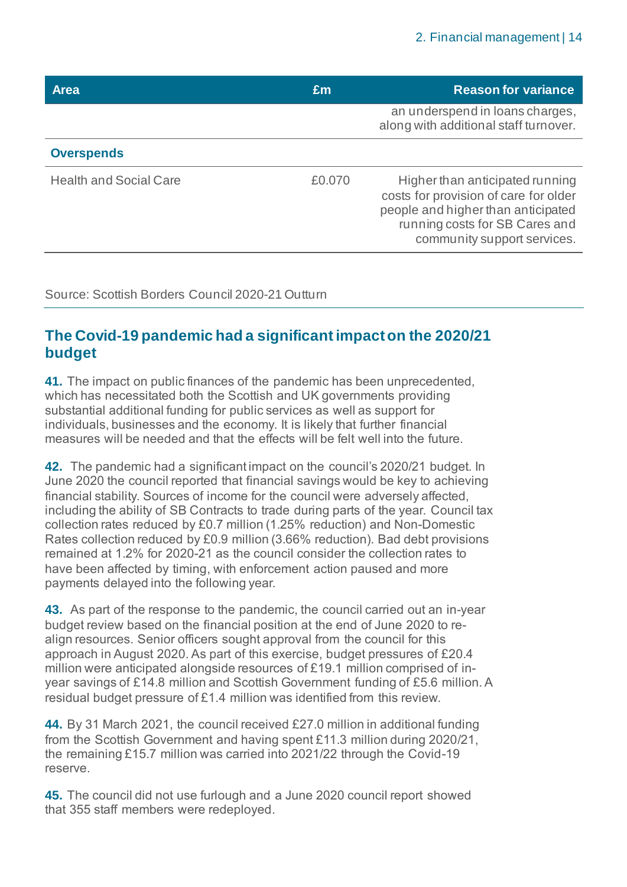| Area | £m | Reason for variance |
|---|---|---|
| | | an underspend in loans charges, along with additional staff turnover. |
| **Overspends** | | |
| Health and Social Care | £0.070 | Higher than anticipated running costs for provision of care for older people and higher than anticipated running costs for SB Cares and community support services. |

Source: Scottish Borders Council 2020-21 Outturn

## The Covid-19 pandemic had a significant impact on the 2020/21 budget

**41.** The impact on public finances of the pandemic has been unprecedented, which has necessitated both the Scottish and UK governments providing substantial additional funding for public services as well as support for individuals, businesses and the economy. It is likely that further financial measures will be needed and that the effects will be felt well into the future.

**42.** The pandemic had a significant impact on the council's 2020/21 budget. In June 2020 the council reported that financial savings would be key to achieving financial stability. Sources of income for the council were adversely affected, including the ability of SB Contracts to trade during parts of the year. Council tax collection rates reduced by £0.7 million (1.25% reduction) and Non-Domestic Rates collection reduced by £0.9 million (3.66% reduction). Bad debt provisions remained at 1.2% for 2020-21 as the council consider the collection rates to have been affected by timing, with enforcement action paused and more payments delayed into the following year.

**43.** As part of the response to the pandemic, the council carried out an in-year budget review based on the financial position at the end of June 2020 to re-align resources. Senior officers sought approval from the council for this approach in August 2020. As part of this exercise, budget pressures of £20.4 million were anticipated alongside resources of £19.1 million comprised of in-year savings of £14.8 million and Scottish Government funding of £5.6 million. A residual budget pressure of £1.4 million was identified from this review.

**44.** By 31 March 2021, the council received £27.0 million in additional funding from the Scottish Government and having spent £11.3 million during 2020/21, the remaining £15.7 million was carried into 2021/22 through the Covid-19 reserve.

**45.** The council did not use furlough and a June 2020 council report showed that 355 staff members were redeployed.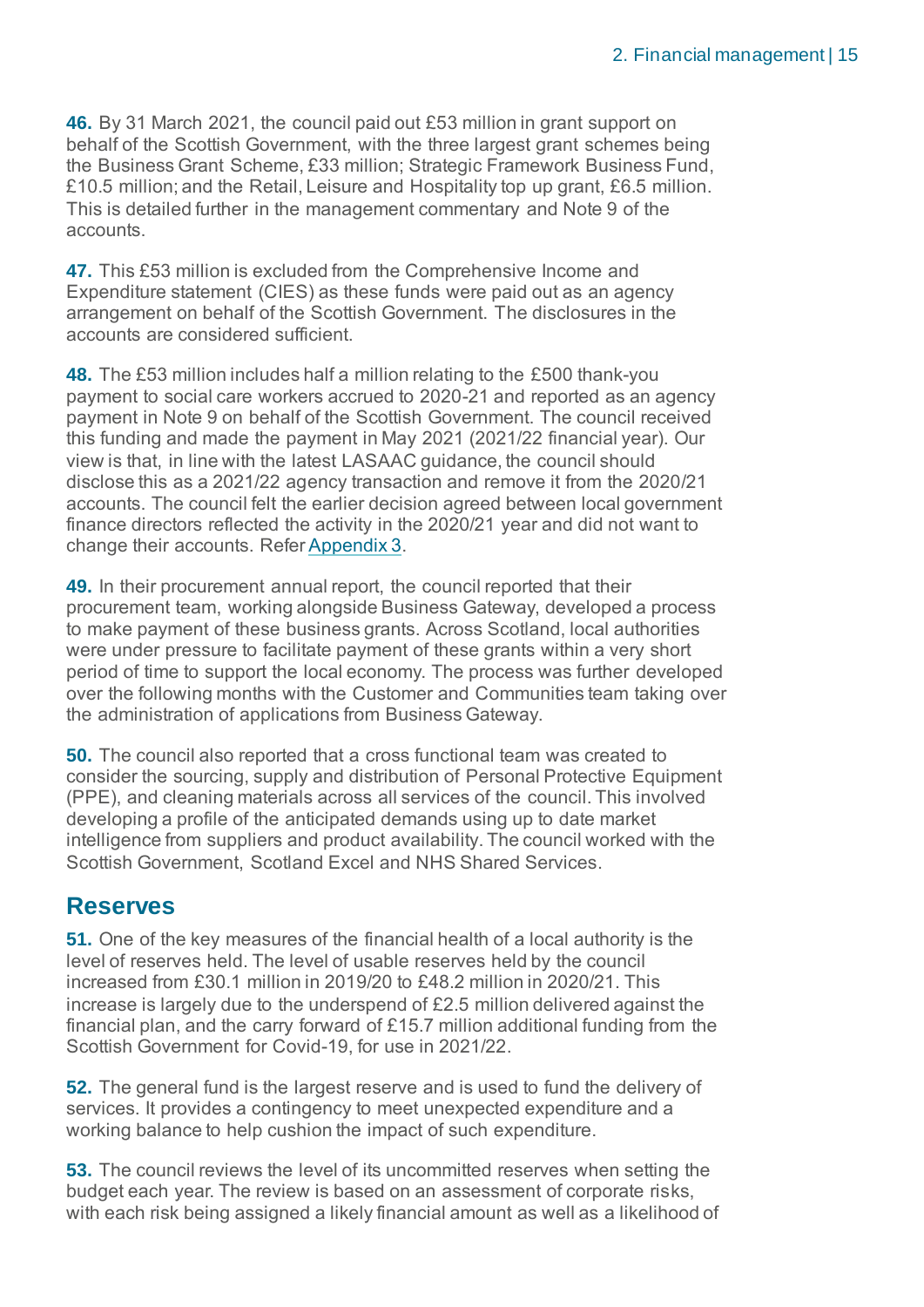**46.** By 31 March 2021, the council paid out £53 million in grant support on behalf of the Scottish Government, with the three largest grant schemes being the Business Grant Scheme, £33 million; Strategic Framework Business Fund, £10.5 million; and the Retail, Leisure and Hospitality top up grant, £6.5 million. This is detailed further in the management commentary and Note 9 of the accounts.

**47.** This £53 million is excluded from the Comprehensive Income and Expenditure statement (CIES) as these funds were paid out as an agency arrangement on behalf of the Scottish Government. The disclosures in the accounts are considered sufficient.

**48.** The £53 million includes half a million relating to the £500 thank-you payment to social care workers accrued to 2020-21 and reported as an agency payment in Note 9 on behalf of the Scottish Government. The council received this funding and made the payment in May 2021 (2021/22 financial year). Our view is that, in line with the latest LASAAC guidance, the council should disclose this as a 2021/22 agency transaction and remove it from the 2020/21 accounts. The council felt the earlier decision agreed between local government finance directors reflected the activity in the 2020/21 year and did not want to change their accounts. Refer Appendix 3.

**49.** In their procurement annual report, the council reported that their procurement team, working alongside Business Gateway, developed a process to make payment of these business grants. Across Scotland, local authorities were under pressure to facilitate payment of these grants within a very short period of time to support the local economy. The process was further developed over the following months with the Customer and Communities team taking over the administration of applications from Business Gateway.

**50.** The council also reported that a cross functional team was created to consider the sourcing, supply and distribution of Personal Protective Equipment (PPE), and cleaning materials across all services of the council. This involved developing a profile of the anticipated demands using up to date market intelligence from suppliers and product availability. The council worked with the Scottish Government, Scotland Excel and NHS Shared Services.

## Reserves

**51.** One of the key measures of the financial health of a local authority is the level of reserves held. The level of usable reserves held by the council increased from £30.1 million in 2019/20 to £48.2 million in 2020/21. This increase is largely due to the underspend of £2.5 million delivered against the financial plan, and the carry forward of £15.7 million additional funding from the Scottish Government for Covid-19, for use in 2021/22.

**52.** The general fund is the largest reserve and is used to fund the delivery of services. It provides a contingency to meet unexpected expenditure and a working balance to help cushion the impact of such expenditure.

**53.** The council reviews the level of its uncommitted reserves when setting the budget each year. The review is based on an assessment of corporate risks, with each risk being assigned a likely financial amount as well as a likelihood of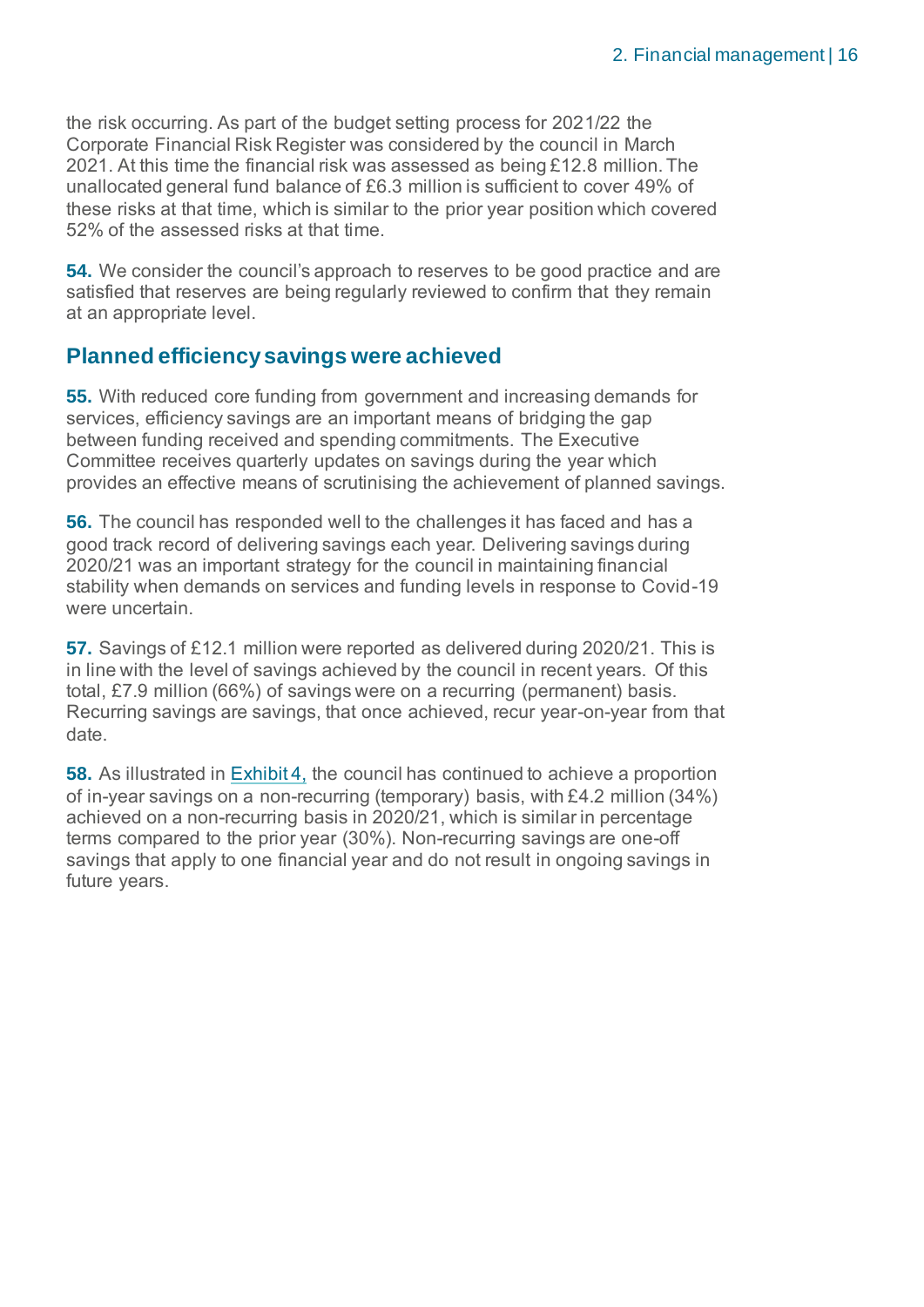the risk occurring. As part of the budget setting process for 2021/22 the Corporate Financial Risk Register was considered by the council in March 2021. At this time the financial risk was assessed as being £12.8 million. The unallocated general fund balance of £6.3 million is sufficient to cover 49% of these risks at that time, which is similar to the prior year position which covered 52% of the assessed risks at that time.

**54.** We consider the council's approach to reserves to be good practice and are satisfied that reserves are being regularly reviewed to confirm that they remain at an appropriate level.

## Planned efficiency savings were achieved

**55.** With reduced core funding from government and increasing demands for services, efficiency savings are an important means of bridging the gap between funding received and spending commitments. The Executive Committee receives quarterly updates on savings during the year which provides an effective means of scrutinising the achievement of planned savings.

**56.** The council has responded well to the challenges it has faced and has a good track record of delivering savings each year. Delivering savings during 2020/21 was an important strategy for the council in maintaining financial stability when demands on services and funding levels in response to Covid-19 were uncertain.

**57.** Savings of £12.1 million were reported as delivered during 2020/21. This is in line with the level of savings achieved by the council in recent years. Of this total, £7.9 million (66%) of savings were on a recurring (permanent) basis. Recurring savings are savings, that once achieved, recur year-on-year from that date.

**58.** As illustrated in Exhibit 4, the council has continued to achieve a proportion of in-year savings on a non-recurring (temporary) basis, with £4.2 million (34%) achieved on a non-recurring basis in 2020/21, which is similar in percentage terms compared to the prior year (30%). Non-recurring savings are one-off savings that apply to one financial year and do not result in ongoing savings in future years.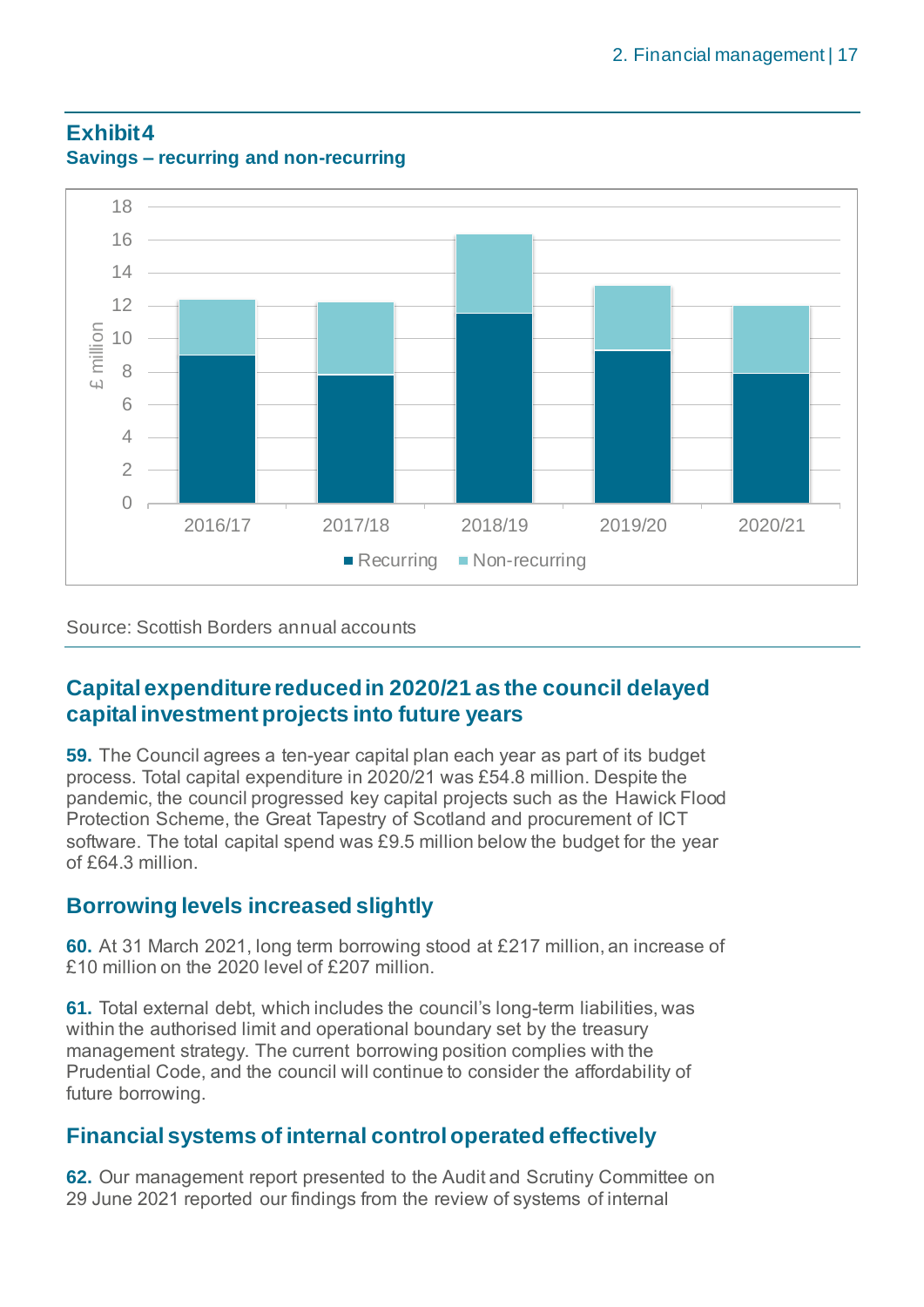## Exhibit 4
**Savings – recurring and non-recurring**

Source: Scottish Borders annual accounts

## Capital expenditure reduced in 2020/21 as the council delayed capital investment projects into future years

**59.** The Council agrees a ten-year capital plan each year as part of its budget process. Total capital expenditure in 2020/21 was £54.8 million. Despite the pandemic, the council progressed key capital projects such as the Hawick Flood Protection Scheme, the Great Tapestry of Scotland and procurement of ICT software. The total capital spend was £9.5 million below the budget for the year of £64.3 million.

## Borrowing levels increased slightly

**60.** At 31 March 2021, long term borrowing stood at £217 million, an increase of £10 million on the 2020 level of £207 million.

**61.** Total external debt, which includes the council's long-term liabilities, was within the authorised limit and operational boundary set by the treasury management strategy. The current borrowing position complies with the Prudential Code, and the council will continue to consider the affordability of future borrowing.

## Financial systems of internal control operated effectively

**62.** Our management report presented to the Audit and Scrutiny Committee on 29 June 2021 reported our findings from the review of systems of internal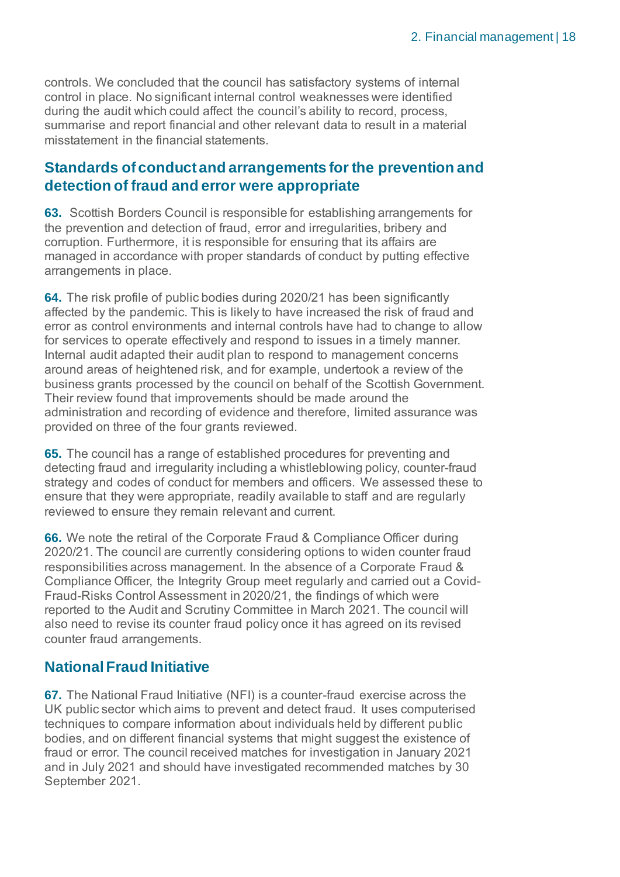controls. We concluded that the council has satisfactory systems of internal control in place. No significant internal control weaknesses were identified during the audit which could affect the council's ability to record, process, summarise and report financial and other relevant data to result in a material misstatement in the financial statements.

## Standards of conduct and arrangements for the prevention and detection of fraud and error were appropriate

**63.** Scottish Borders Council is responsible for establishing arrangements for the prevention and detection of fraud, error and irregularities, bribery and corruption. Furthermore, it is responsible for ensuring that its affairs are managed in accordance with proper standards of conduct by putting effective arrangements in place.

**64.** The risk profile of public bodies during 2020/21 has been significantly affected by the pandemic. This is likely to have increased the risk of fraud and error as control environments and internal controls have had to change to allow for services to operate effectively and respond to issues in a timely manner. Internal audit adapted their audit plan to respond to management concerns around areas of heightened risk, and for example, undertook a review of the business grants processed by the council on behalf of the Scottish Government. Their review found that improvements should be made around the administration and recording of evidence and therefore, limited assurance was provided on three of the four grants reviewed.

**65.** The council has a range of established procedures for preventing and detecting fraud and irregularity including a whistleblowing policy, counter-fraud strategy and codes of conduct for members and officers. We assessed these to ensure that they were appropriate, readily available to staff and are regularly reviewed to ensure they remain relevant and current.

**66.** We note the retiral of the Corporate Fraud & Compliance Officer during 2020/21. The council are currently considering options to widen counter fraud responsibilities across management. In the absence of a Corporate Fraud & Compliance Officer, the Integrity Group meet regularly and carried out a Covid-Fraud-Risks Control Assessment in 2020/21, the findings of which were reported to the Audit and Scrutiny Committee in March 2021. The council will also need to revise its counter fraud policy once it has agreed on its revised counter fraud arrangements.

## National Fraud Initiative

**67.** The National Fraud Initiative (NFI) is a counter-fraud exercise across the UK public sector which aims to prevent and detect fraud. It uses computerised techniques to compare information about individuals held by different public bodies, and on different financial systems that might suggest the existence of fraud or error. The council received matches for investigation in January 2021 and in July 2021 and should have investigated recommended matches by 30 September 2021.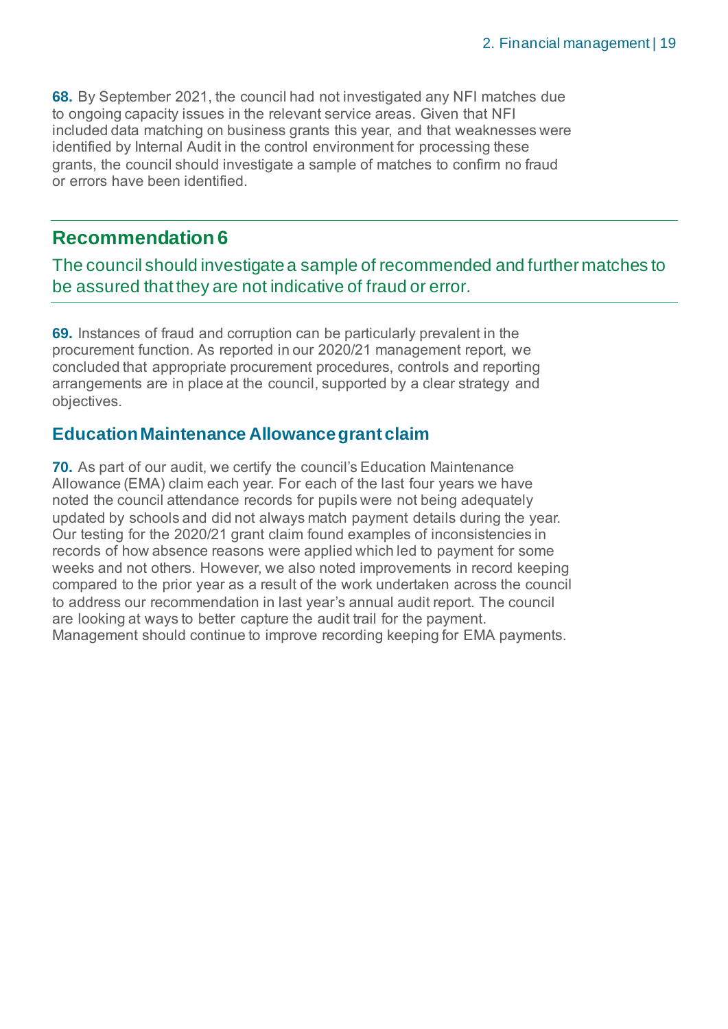**68.** By September 2021, the council had not investigated any NFI matches due to ongoing capacity issues in the relevant service areas. Given that NFI included data matching on business grants this year, and that weaknesses were identified by Internal Audit in the control environment for processing these grants, the council should investigate a sample of matches to confirm no fraud or errors have been identified.

## Recommendation 6

The council should investigate a sample of recommended and further matches to be assured that they are not indicative of fraud or error.

**69.** Instances of fraud and corruption can be particularly prevalent in the procurement function. As reported in our 2020/21 management report, we concluded that appropriate procurement procedures, controls and reporting arrangements are in place at the council, supported by a clear strategy and objectives.

### Education Maintenance Allowance grant claim

**70.** As part of our audit, we certify the council's Education Maintenance Allowance (EMA) claim each year. For each of the last four years we have noted the council attendance records for pupils were not being adequately updated by schools and did not always match payment details during the year. Our testing for the 2020/21 grant claim found examples of inconsistencies in records of how absence reasons were applied which led to payment for some weeks and not others. However, we also noted improvements in record keeping compared to the prior year as a result of the work undertaken across the council to address our recommendation in last year's annual audit report. The council are looking at ways to better capture the audit trail for the payment. Management should continue to improve recording keeping for EMA payments.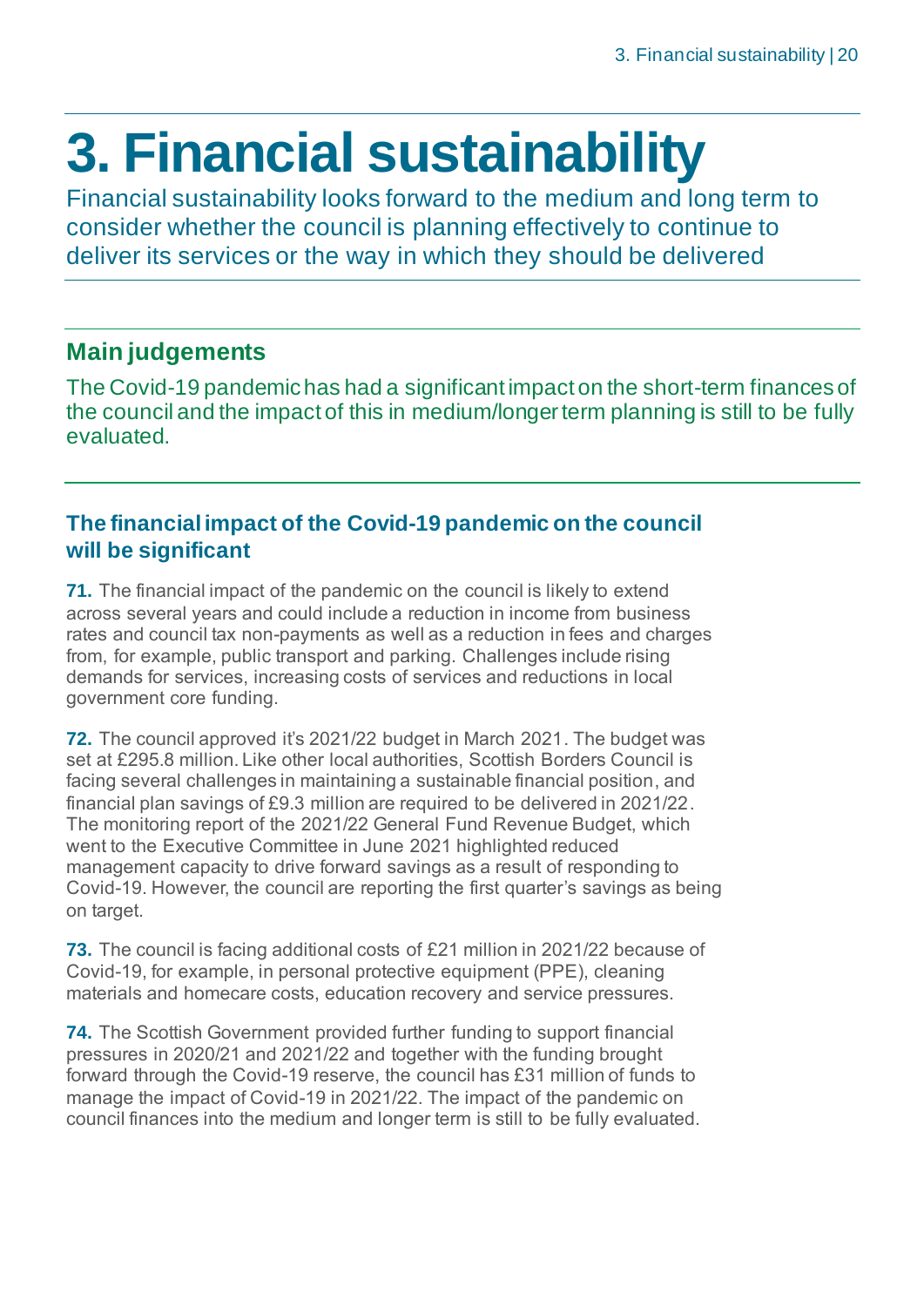# 3. Financial sustainability

Financial sustainability looks forward to the medium and long term to consider whether the council is planning effectively to continue to deliver its services or the way in which they should be delivered

## Main judgements

The Covid-19 pandemic has had a significant impact on the short-term finances of the council and the impact of this in medium/longer term planning is still to be fully evaluated.

### The financial impact of the Covid-19 pandemic on the council will be significant

**71.** The financial impact of the pandemic on the council is likely to extend across several years and could include a reduction in income from business rates and council tax non-payments as well as a reduction in fees and charges from, for example, public transport and parking. Challenges include rising demands for services, increasing costs of services and reductions in local government core funding.

**72.** The council approved it's 2021/22 budget in March 2021. The budget was set at £295.8 million. Like other local authorities, Scottish Borders Council is facing several challenges in maintaining a sustainable financial position, and financial plan savings of £9.3 million are required to be delivered in 2021/22. The monitoring report of the 2021/22 General Fund Revenue Budget, which went to the Executive Committee in June 2021 highlighted reduced management capacity to drive forward savings as a result of responding to Covid-19. However, the council are reporting the first quarter's savings as being on target.

**73.** The council is facing additional costs of £21 million in 2021/22 because of Covid-19, for example, in personal protective equipment (PPE), cleaning materials and homecare costs, education recovery and service pressures.

**74.** The Scottish Government provided further funding to support financial pressures in 2020/21 and 2021/22 and together with the funding brought forward through the Covid-19 reserve, the council has £31 million of funds to manage the impact of Covid-19 in 2021/22. The impact of the pandemic on council finances into the medium and longer term is still to be fully evaluated.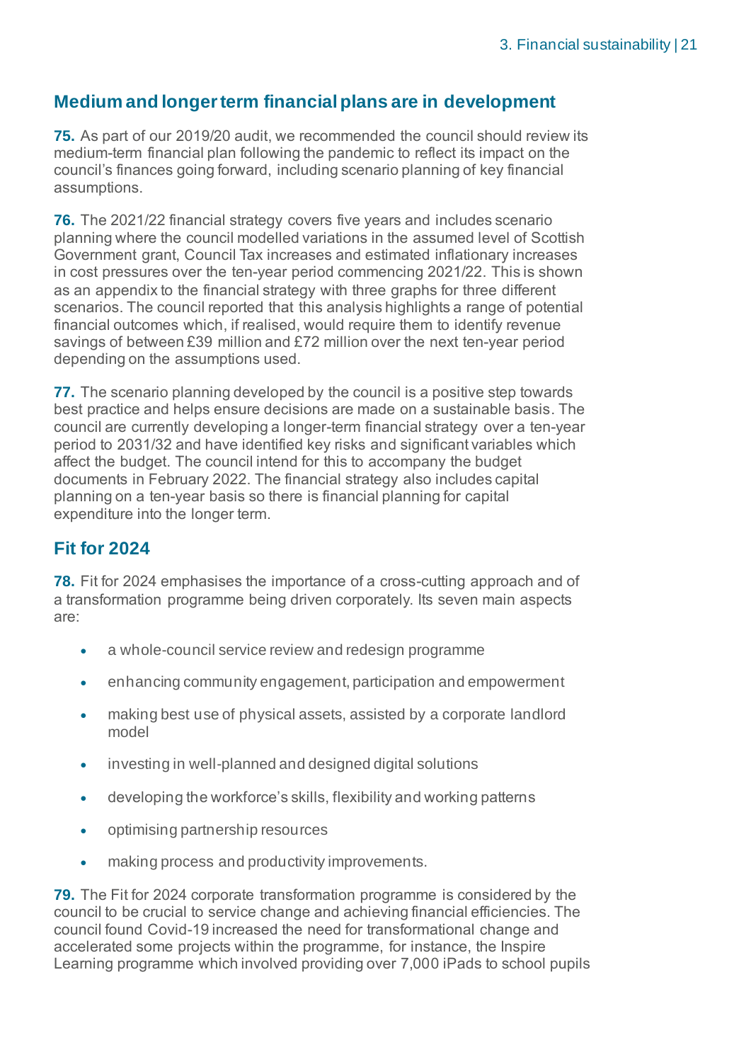## Medium and longer term financial plans are in development

**75.** As part of our 2019/20 audit, we recommended the council should review its medium-term financial plan following the pandemic to reflect its impact on the council's finances going forward, including scenario planning of key financial assumptions.

**76.** The 2021/22 financial strategy covers five years and includes scenario planning where the council modelled variations in the assumed level of Scottish Government grant, Council Tax increases and estimated inflationary increases in cost pressures over the ten-year period commencing 2021/22. This is shown as an appendix to the financial strategy with three graphs for three different scenarios. The council reported that this analysis highlights a range of potential financial outcomes which, if realised, would require them to identify revenue savings of between £39 million and £72 million over the next ten-year period depending on the assumptions used.

**77.** The scenario planning developed by the council is a positive step towards best practice and helps ensure decisions are made on a sustainable basis. The council are currently developing a longer-term financial strategy over a ten-year period to 2031/32 and have identified key risks and significant variables which affect the budget. The council intend for this to accompany the budget documents in February 2022. The financial strategy also includes capital planning on a ten-year basis so there is financial planning for capital expenditure into the longer term.

## Fit for 2024

**78.** Fit for 2024 emphasises the importance of a cross-cutting approach and of a transformation programme being driven corporately. Its seven main aspects are:

- a whole-council service review and redesign programme
- enhancing community engagement, participation and empowerment
- making best use of physical assets, assisted by a corporate landlord model
- investing in well-planned and designed digital solutions
- developing the workforce's skills, flexibility and working patterns
- optimising partnership resources
- making process and productivity improvements.

**79.** The Fit for 2024 corporate transformation programme is considered by the council to be crucial to service change and achieving financial efficiencies. The council found Covid-19 increased the need for transformational change and accelerated some projects within the programme, for instance, the Inspire Learning programme which involved providing over 7,000 iPads to school pupils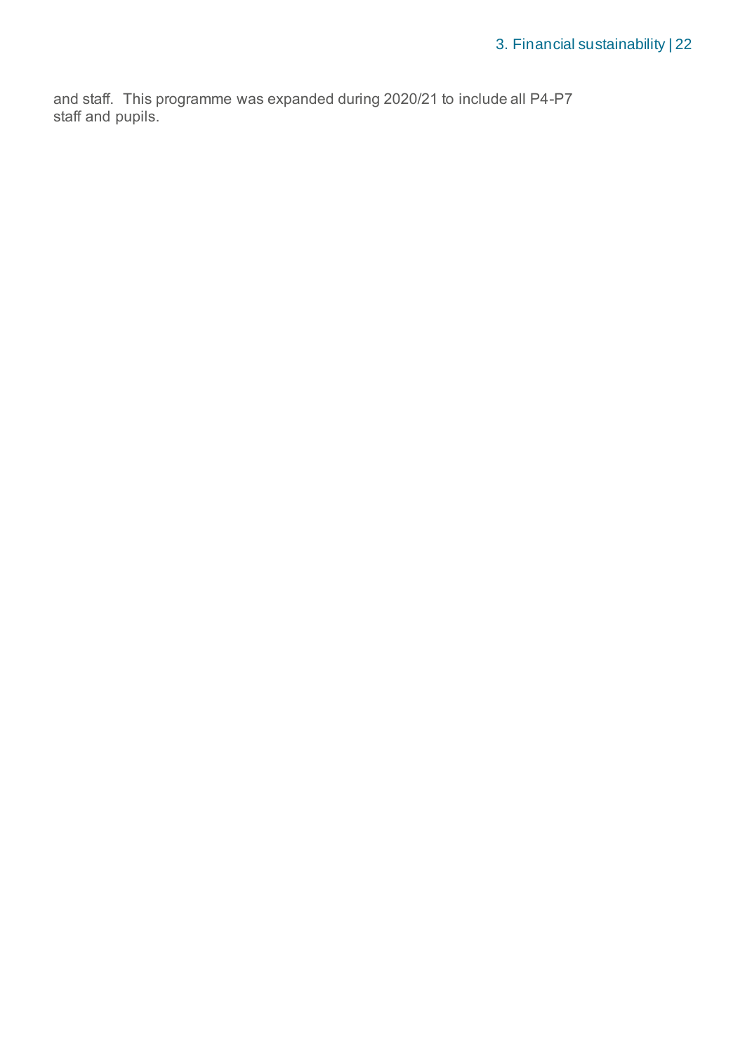and staff. This programme was expanded during 2020/21 to include all P4-P7 staff and pupils.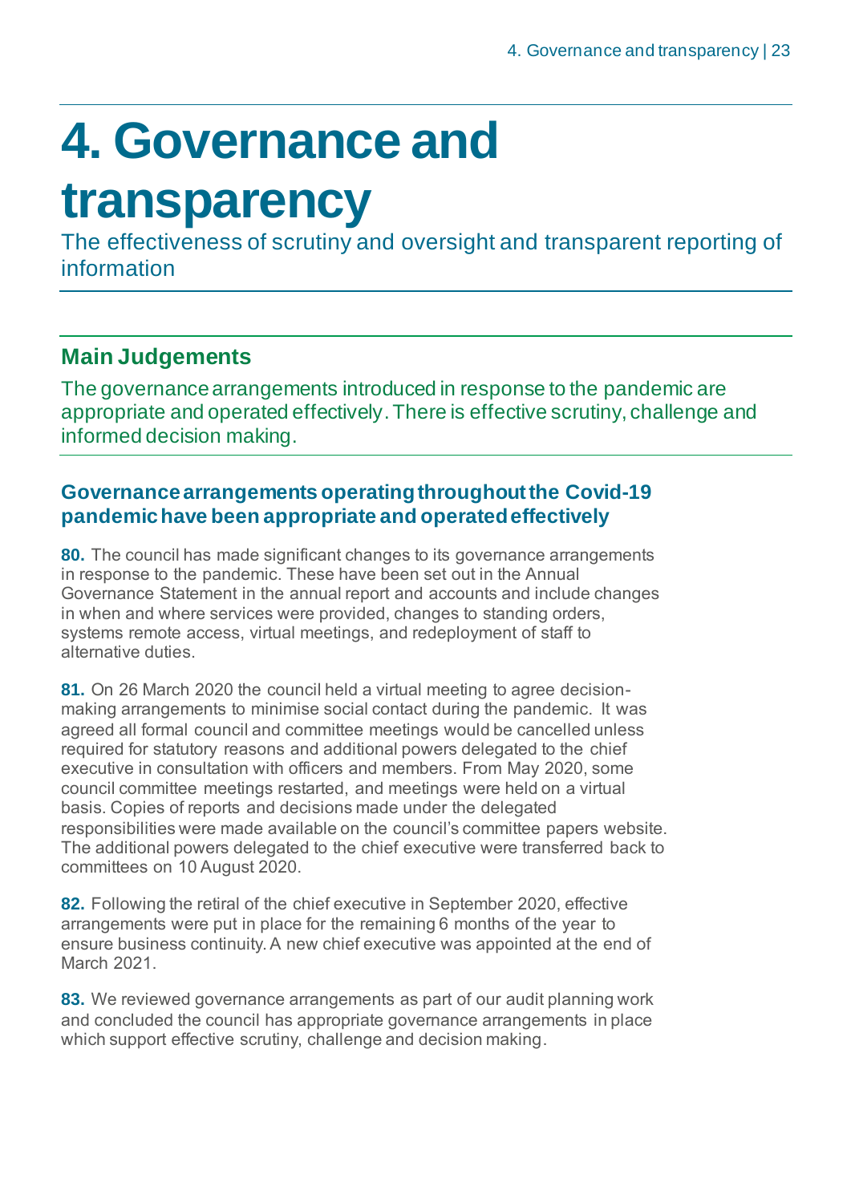# 4. Governance and transparency

The effectiveness of scrutiny and oversight and transparent reporting of information

## Main Judgements

The governance arrangements introduced in response to the pandemic are appropriate and operated effectively. There is effective scrutiny, challenge and informed decision making.

### Governance arrangements operating throughout the Covid-19 pandemic have been appropriate and operated effectively

**80.** The council has made significant changes to its governance arrangements in response to the pandemic. These have been set out in the Annual Governance Statement in the annual report and accounts and include changes in when and where services were provided, changes to standing orders, systems remote access, virtual meetings, and redeployment of staff to alternative duties.

**81.** On 26 March 2020 the council held a virtual meeting to agree decision-making arrangements to minimise social contact during the pandemic. It was agreed all formal council and committee meetings would be cancelled unless required for statutory reasons and additional powers delegated to the chief executive in consultation with officers and members. From May 2020, some council committee meetings restarted, and meetings were held on a virtual basis. Copies of reports and decisions made under the delegated responsibilities were made available on the council's committee papers website. The additional powers delegated to the chief executive were transferred back to committees on 10 August 2020.

**82.** Following the retiral of the chief executive in September 2020, effective arrangements were put in place for the remaining 6 months of the year to ensure business continuity. A new chief executive was appointed at the end of March 2021.

**83.** We reviewed governance arrangements as part of our audit planning work and concluded the council has appropriate governance arrangements in place which support effective scrutiny, challenge and decision making.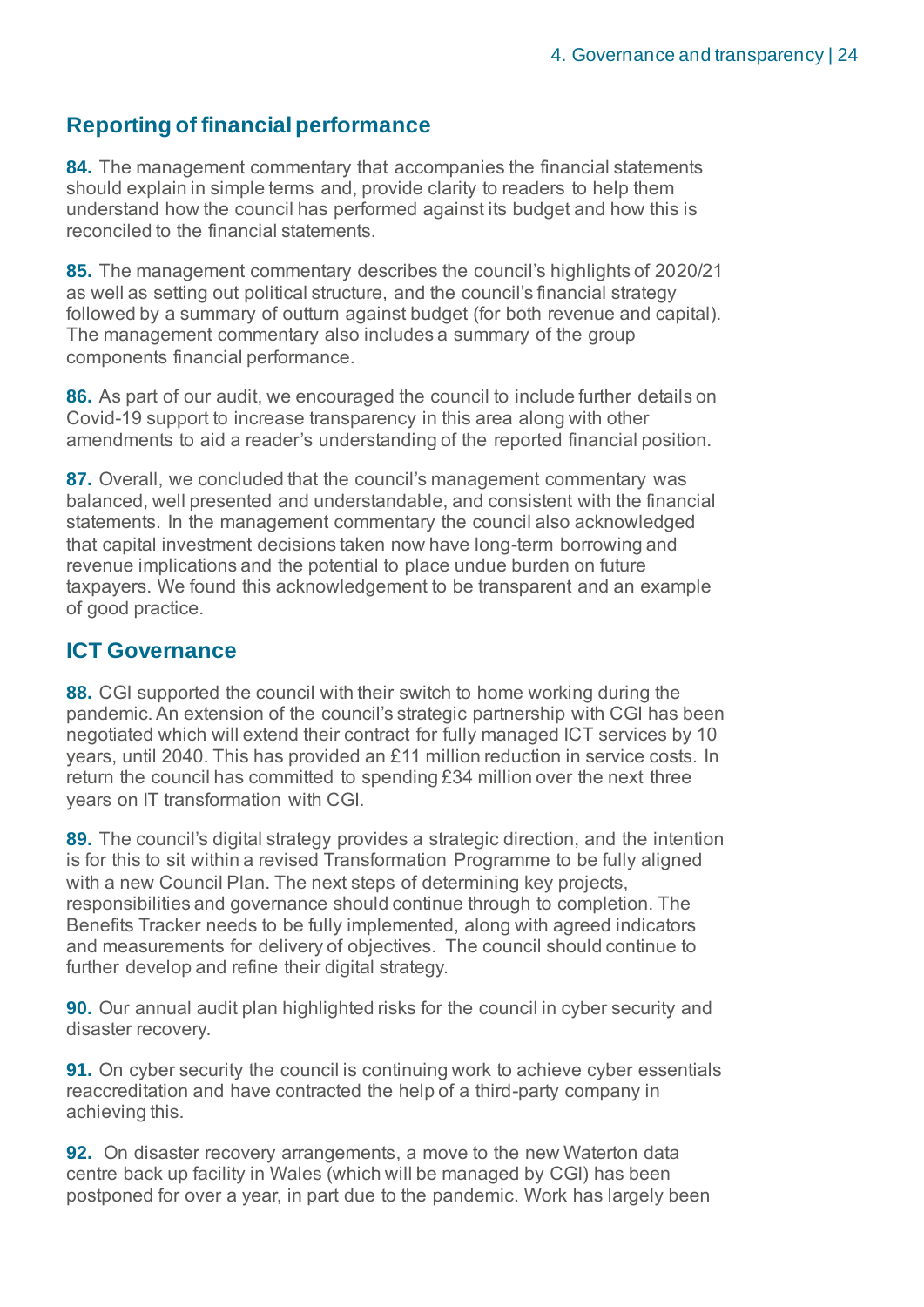## Reporting of financial performance

**84.** The management commentary that accompanies the financial statements should explain in simple terms and, provide clarity to readers to help them understand how the council has performed against its budget and how this is reconciled to the financial statements.

**85.** The management commentary describes the council's highlights of 2020/21 as well as setting out political structure, and the council's financial strategy followed by a summary of outturn against budget (for both revenue and capital). The management commentary also includes a summary of the group components financial performance.

**86.** As part of our audit, we encouraged the council to include further details on Covid-19 support to increase transparency in this area along with other amendments to aid a reader's understanding of the reported financial position.

**87.** Overall, we concluded that the council's management commentary was balanced, well presented and understandable, and consistent with the financial statements. In the management commentary the council also acknowledged that capital investment decisions taken now have long-term borrowing and revenue implications and the potential to place undue burden on future taxpayers. We found this acknowledgement to be transparent and an example of good practice.

## ICT Governance

**88.** CGI supported the council with their switch to home working during the pandemic. An extension of the council's strategic partnership with CGI has been negotiated which will extend their contract for fully managed ICT services by 10 years, until 2040. This has provided an £11 million reduction in service costs. In return the council has committed to spending £34 million over the next three years on IT transformation with CGI.

**89.** The council's digital strategy provides a strategic direction, and the intention is for this to sit within a revised Transformation Programme to be fully aligned with a new Council Plan. The next steps of determining key projects, responsibilities and governance should continue through to completion. The Benefits Tracker needs to be fully implemented, along with agreed indicators and measurements for delivery of objectives. The council should continue to further develop and refine their digital strategy.

**90.** Our annual audit plan highlighted risks for the council in cyber security and disaster recovery.

**91.** On cyber security the council is continuing work to achieve cyber essentials reaccreditation and have contracted the help of a third-party company in achieving this.

**92.** On disaster recovery arrangements, a move to the new Waterton data centre back up facility in Wales (which will be managed by CGI) has been postponed for over a year, in part due to the pandemic. Work has largely been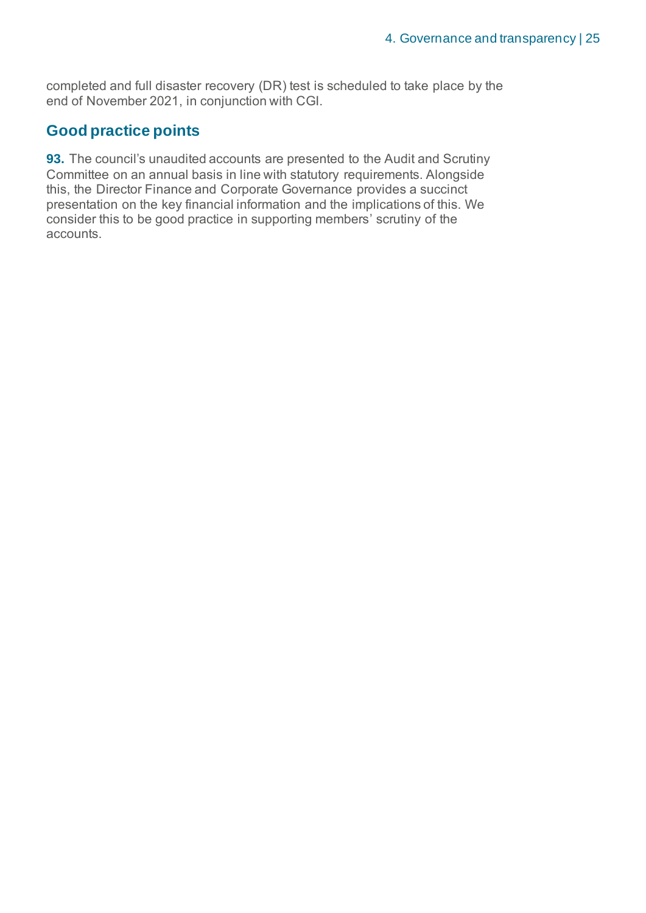completed and full disaster recovery (DR) test is scheduled to take place by the end of November 2021, in conjunction with CGI.

## Good practice points

**93.** The council's unaudited accounts are presented to the Audit and Scrutiny Committee on an annual basis in line with statutory requirements. Alongside this, the Director Finance and Corporate Governance provides a succinct presentation on the key financial information and the implications of this. We consider this to be good practice in supporting members' scrutiny of the accounts.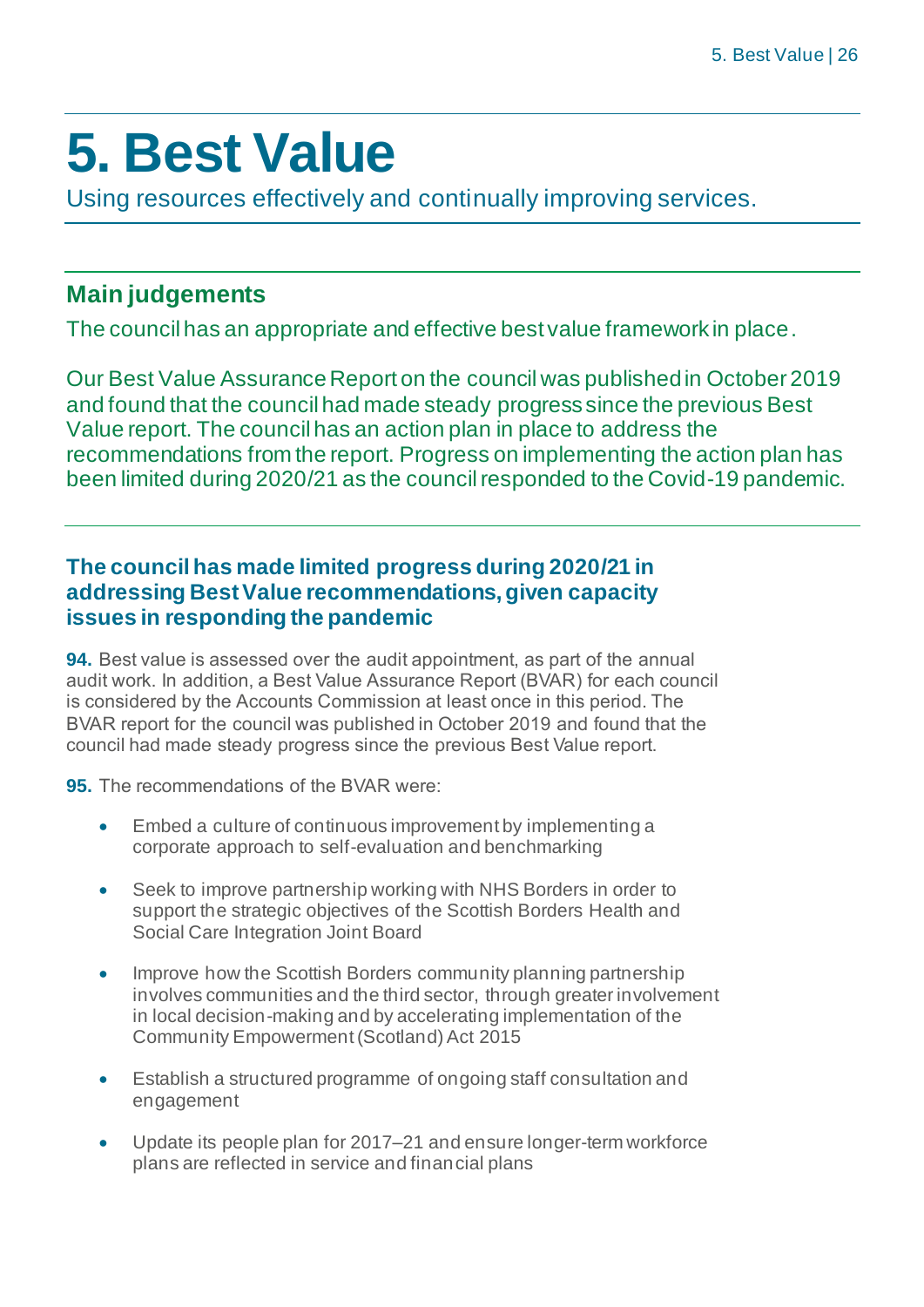# 5. Best Value

Using resources effectively and continually improving services.

## Main judgements

The council has an appropriate and effective best value framework in place.

Our Best Value Assurance Report on the council was published in October 2019 and found that the council had made steady progress since the previous Best Value report. The council has an action plan in place to address the recommendations from the report. Progress on implementing the action plan has been limited during 2020/21 as the council responded to the Covid-19 pandemic.

### The council has made limited progress during 2020/21 in addressing Best Value recommendations, given capacity issues in responding the pandemic

**94.** Best value is assessed over the audit appointment, as part of the annual audit work. In addition, a Best Value Assurance Report (BVAR) for each council is considered by the Accounts Commission at least once in this period. The BVAR report for the council was published in October 2019 and found that the council had made steady progress since the previous Best Value report.

**95.** The recommendations of the BVAR were:

- Embed a culture of continuous improvement by implementing a corporate approach to self-evaluation and benchmarking
- Seek to improve partnership working with NHS Borders in order to support the strategic objectives of the Scottish Borders Health and Social Care Integration Joint Board
- Improve how the Scottish Borders community planning partnership involves communities and the third sector, through greater involvement in local decision-making and by accelerating implementation of the Community Empowerment (Scotland) Act 2015
- Establish a structured programme of ongoing staff consultation and engagement
- Update its people plan for 2017–21 and ensure longer-term workforce plans are reflected in service and financial plans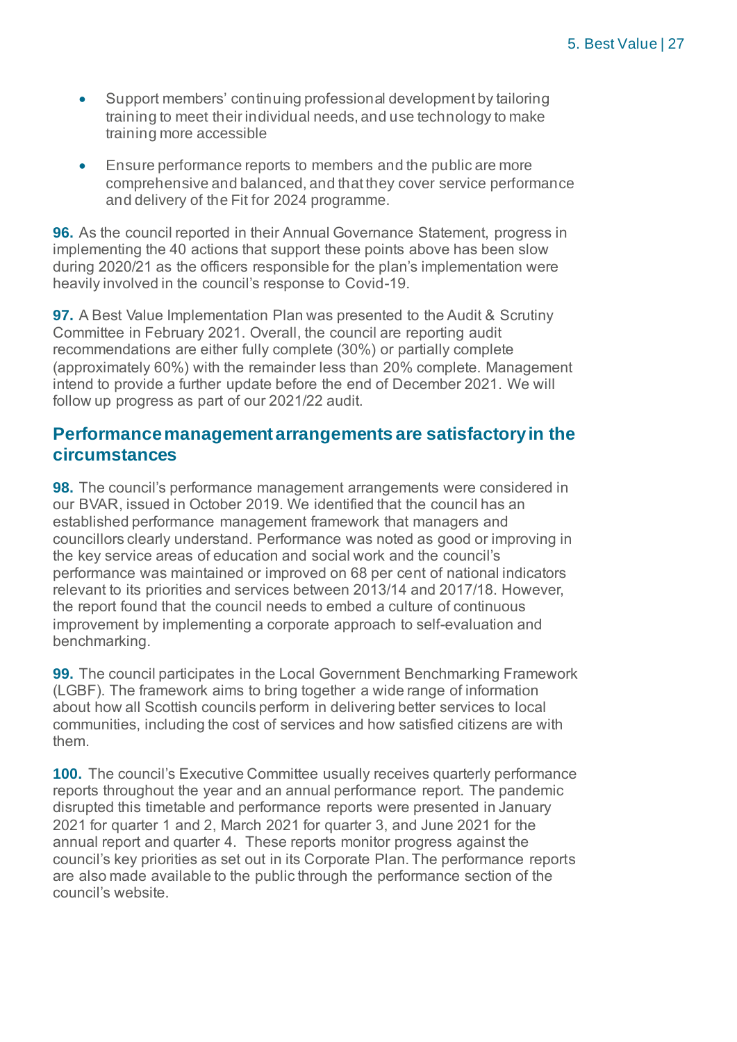- Support members' continuing professional development by tailoring training to meet their individual needs, and use technology to make training more accessible
- Ensure performance reports to members and the public are more comprehensive and balanced, and that they cover service performance and delivery of the Fit for 2024 programme.

**96.** As the council reported in their Annual Governance Statement, progress in implementing the 40 actions that support these points above has been slow during 2020/21 as the officers responsible for the plan's implementation were heavily involved in the council's response to Covid-19.

**97.** A Best Value Implementation Plan was presented to the Audit & Scrutiny Committee in February 2021. Overall, the council are reporting audit recommendations are either fully complete (30%) or partially complete (approximately 60%) with the remainder less than 20% complete. Management intend to provide a further update before the end of December 2021. We will follow up progress as part of our 2021/22 audit.

## Performance management arrangements are satisfactory in the circumstances

**98.** The council's performance management arrangements were considered in our BVAR, issued in October 2019. We identified that the council has an established performance management framework that managers and councillors clearly understand. Performance was noted as good or improving in the key service areas of education and social work and the council's performance was maintained or improved on 68 per cent of national indicators relevant to its priorities and services between 2013/14 and 2017/18. However, the report found that the council needs to embed a culture of continuous improvement by implementing a corporate approach to self-evaluation and benchmarking.

**99.** The council participates in the Local Government Benchmarking Framework (LGBF). The framework aims to bring together a wide range of information about how all Scottish councils perform in delivering better services to local communities, including the cost of services and how satisfied citizens are with them.

**100.** The council's Executive Committee usually receives quarterly performance reports throughout the year and an annual performance report. The pandemic disrupted this timetable and performance reports were presented in January 2021 for quarter 1 and 2, March 2021 for quarter 3, and June 2021 for the annual report and quarter 4. These reports monitor progress against the council's key priorities as set out in its Corporate Plan. The performance reports are also made available to the public through the performance section of the council's website.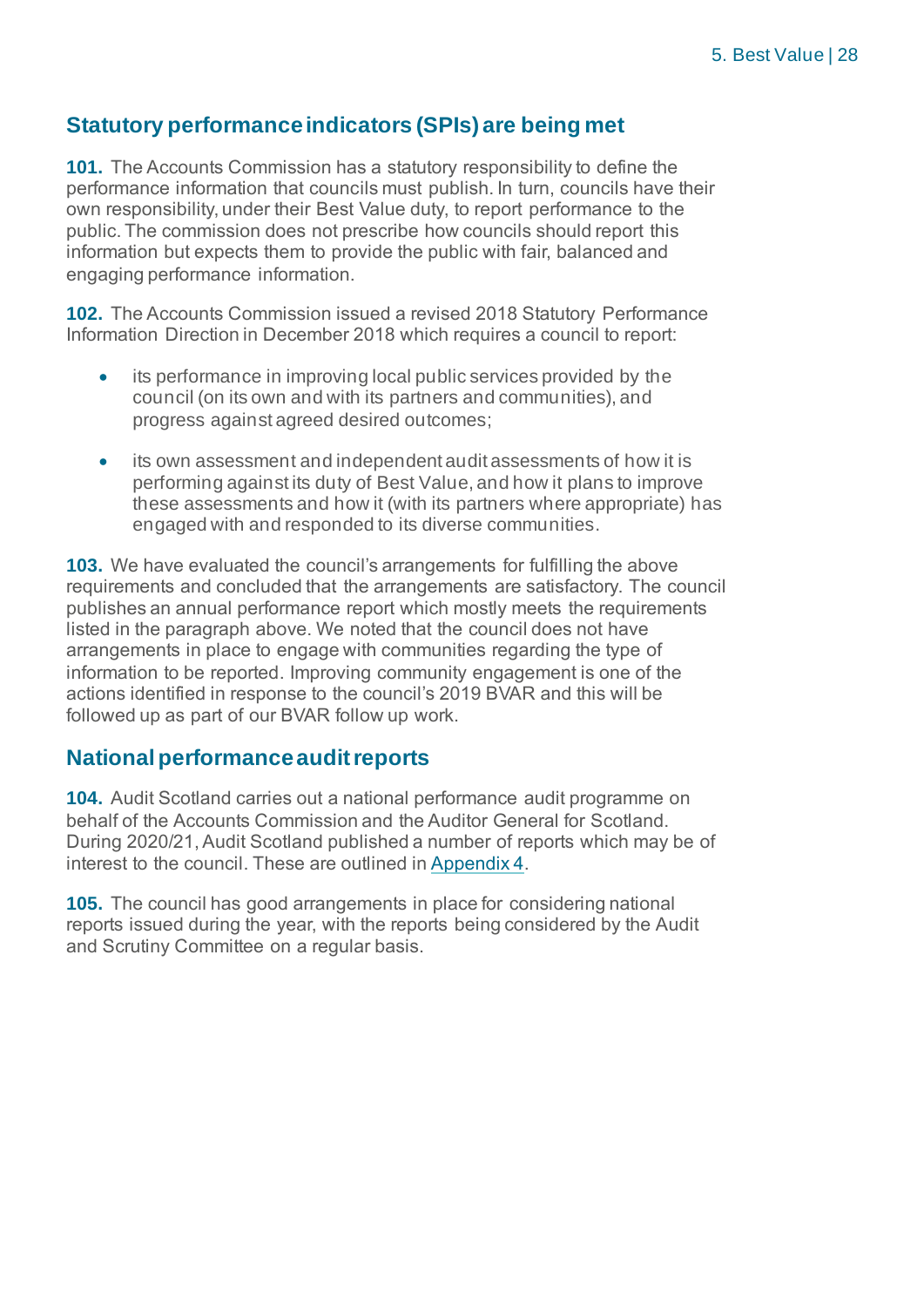## Statutory performance indicators (SPIs) are being met

**101.** The Accounts Commission has a statutory responsibility to define the performance information that councils must publish. In turn, councils have their own responsibility, under their Best Value duty, to report performance to the public. The commission does not prescribe how councils should report this information but expects them to provide the public with fair, balanced and engaging performance information.

**102.** The Accounts Commission issued a revised 2018 Statutory Performance Information Direction in December 2018 which requires a council to report:

- its performance in improving local public services provided by the council (on its own and with its partners and communities), and progress against agreed desired outcomes;
- its own assessment and independent audit assessments of how it is performing against its duty of Best Value, and how it plans to improve these assessments and how it (with its partners where appropriate) has engaged with and responded to its diverse communities.

**103.** We have evaluated the council's arrangements for fulfilling the above requirements and concluded that the arrangements are satisfactory. The council publishes an annual performance report which mostly meets the requirements listed in the paragraph above. We noted that the council does not have arrangements in place to engage with communities regarding the type of information to be reported. Improving community engagement is one of the actions identified in response to the council's 2019 BVAR and this will be followed up as part of our BVAR follow up work.

## National performance audit reports

**104.** Audit Scotland carries out a national performance audit programme on behalf of the Accounts Commission and the Auditor General for Scotland. During 2020/21, Audit Scotland published a number of reports which may be of interest to the council. These are outlined in Appendix 4.

**105.** The council has good arrangements in place for considering national reports issued during the year, with the reports being considered by the Audit and Scrutiny Committee on a regular basis.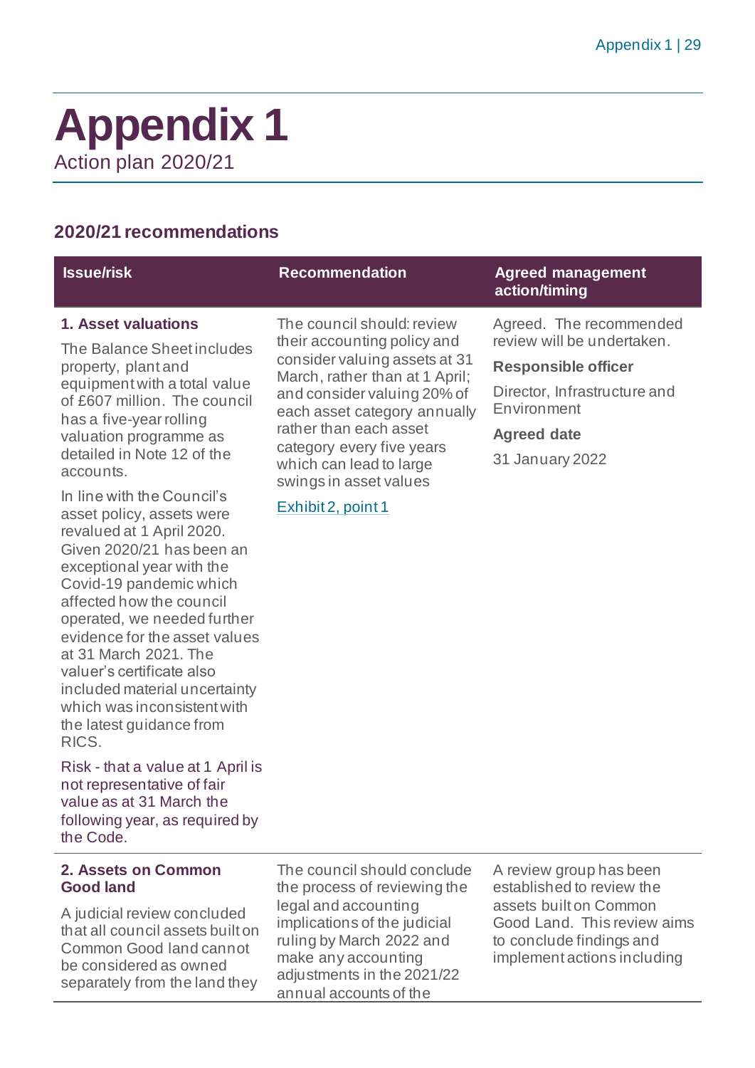# Appendix 1

Action plan 2020/21

## 2020/21 recommendations

| Issue/risk | Recommendation | Agreed management action/timing |
|---|---|---|
| **1. Asset valuations**<br><br>The Balance Sheet includes property, plant and equipment with a total value of £607 million. The council has a five-year rolling valuation programme as detailed in Note 12 of the accounts.<br><br>In line with the Council's asset policy, assets were revalued at 1 April 2020. Given 2020/21 has been an exceptional year with the Covid-19 pandemic which affected how the council operated, we needed further evidence for the asset values at 31 March 2021. The valuer's certificate also included material uncertainty which was inconsistent with the latest guidance from RICS.<br><br>Risk - that a value at 1 April is not representative of fair value as at 31 March the following year, as required by the Code. | The council should: review their accounting policy and consider valuing assets at 31 March, rather than at 1 April; and consider valuing 20% of each asset category annually rather than each asset category every five years which can lead to large swings in asset values<br><br>Exhibit 2, point 1 | Agreed. The recommended review will be undertaken.<br><br>**Responsible officer**<br><br>Director, Infrastructure and Environment<br><br>**Agreed date**<br><br>31 January 2022 |
| **2. Assets on Common Good land**<br><br>A judicial review concluded that all council assets built on Common Good land cannot be considered as owned separately from the land they | The council should conclude the process of reviewing the legal and accounting implications of the judicial ruling by March 2022 and make any accounting adjustments in the 2021/22 annual accounts of the | A review group has been established to review the assets built on Common Good Land. This review aims to conclude findings and implement actions including |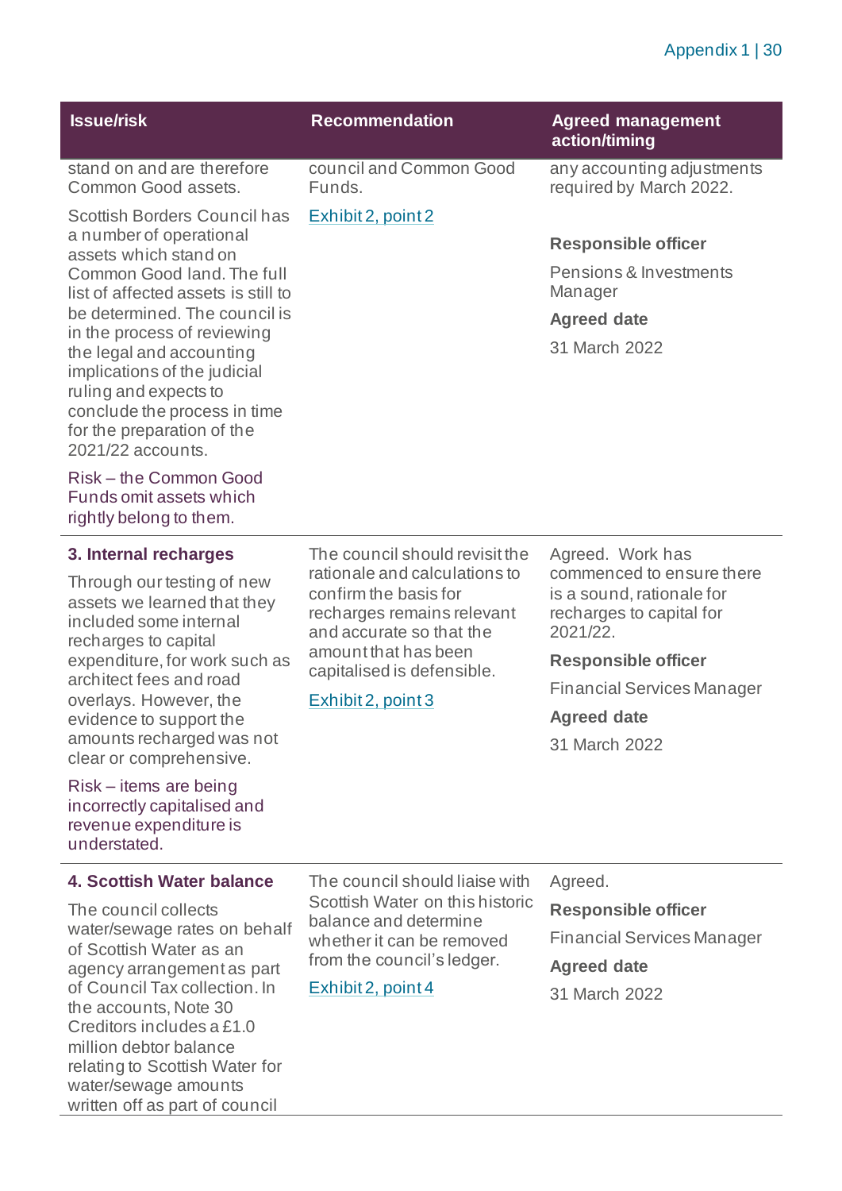| Issue/risk | Recommendation | Agreed management action/timing |
|---|---|---|
| stand on and are therefore Common Good assets.<br><br>Scottish Borders Council has a number of operational assets which stand on Common Good land. The full list of affected assets is still to be determined. The council is in the process of reviewing the legal and accounting implications of the judicial ruling and expects to conclude the process in time for the preparation of the 2021/22 accounts.<br><br>Risk – the Common Good Funds omit assets which rightly belong to them. | council and Common Good Funds.<br><br>Exhibit 2, point 2 | any accounting adjustments required by March 2022.<br><br>**Responsible officer**<br><br>Pensions & Investments Manager<br><br>**Agreed date**<br><br>31 March 2022 |
| **3. Internal recharges**<br><br>Through our testing of new assets we learned that they included some internal recharges to capital expenditure, for work such as architect fees and road overlays. However, the evidence to support the amounts recharged was not clear or comprehensive.<br><br>Risk – items are being incorrectly capitalised and revenue expenditure is understated. | The council should revisit the rationale and calculations to confirm the basis for recharges remains relevant and accurate so that the amount that has been capitalised is defensible.<br><br>Exhibit 2, point 3 | Agreed. Work has commenced to ensure there is a sound, rationale for recharges to capital for 2021/22.<br><br>**Responsible officer**<br><br>Financial Services Manager<br><br>**Agreed date**<br><br>31 March 2022 |
| **4. Scottish Water balance**<br><br>The council collects water/sewage rates on behalf of Scottish Water as an agency arrangement as part of Council Tax collection. In the accounts, Note 30 Creditors includes a £1.0 million debtor balance relating to Scottish Water for water/sewage amounts written off as part of council | The council should liaise with Scottish Water on this historic balance and determine whether it can be removed from the council's ledger.<br><br>Exhibit 2, point 4 | Agreed.<br><br>**Responsible officer**<br><br>Financial Services Manager<br><br>**Agreed date**<br><br>31 March 2022 |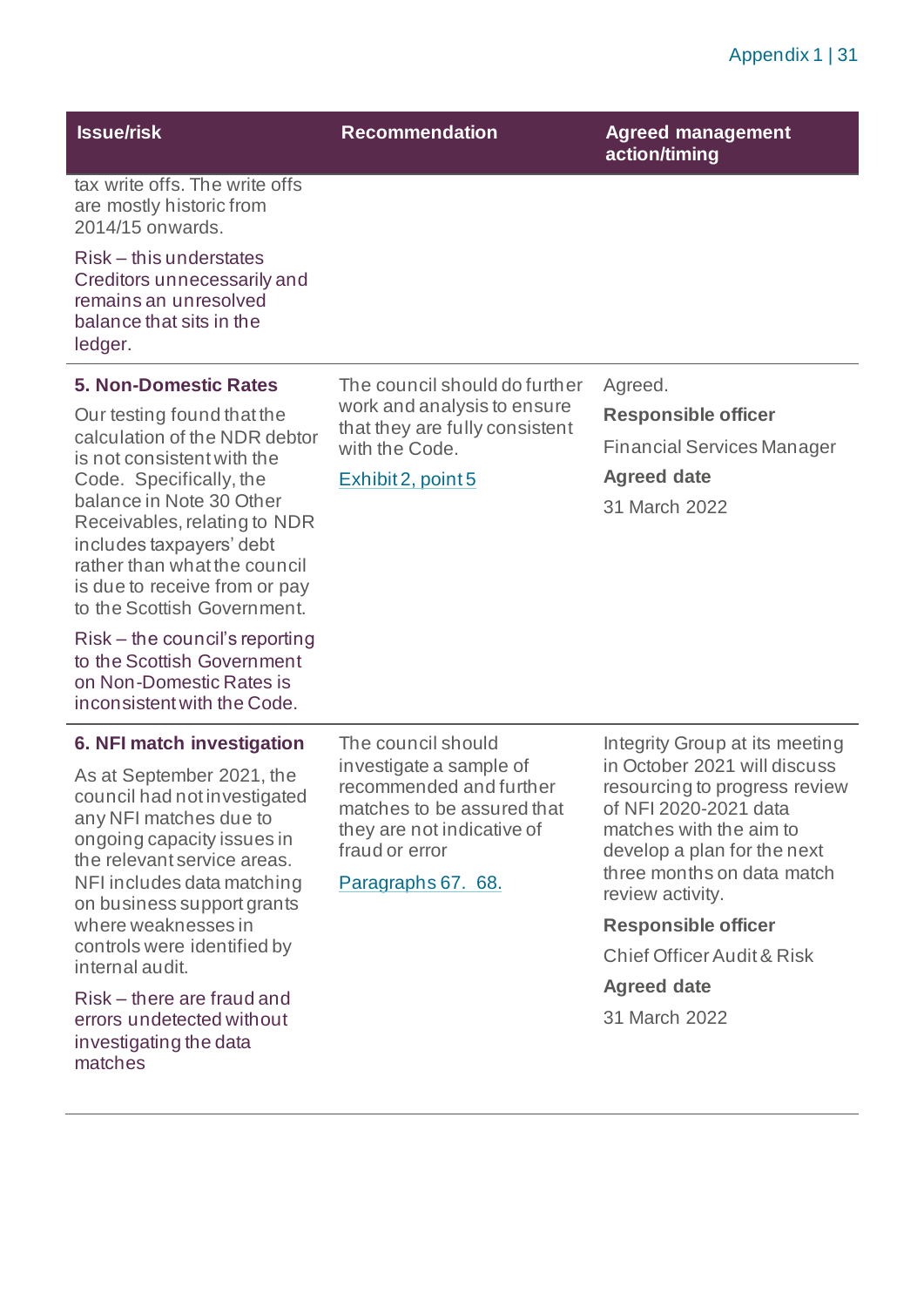| Issue/risk | Recommendation | Agreed management action/timing |
|---|---|---|
| tax write offs. The write offs are mostly historic from 2014/15 onwards.<br><br>Risk – this understates Creditors unnecessarily and remains an unresolved balance that sits in the ledger. | | |
| **5. Non-Domestic Rates**<br><br>Our testing found that the calculation of the NDR debtor is not consistent with the Code. Specifically, the balance in Note 30 Other Receivables, relating to NDR includes taxpayers' debt rather than what the council is due to receive from or pay to the Scottish Government.<br><br>Risk – the council's reporting to the Scottish Government on Non-Domestic Rates is inconsistent with the Code. | The council should do further work and analysis to ensure that they are fully consistent with the Code.<br><br>Exhibit 2, point 5 | Agreed.<br><br>**Responsible officer**<br><br>Financial Services Manager<br><br>**Agreed date**<br><br>31 March 2022 |
| **6. NFI match investigation**<br><br>As at September 2021, the council had not investigated any NFI matches due to ongoing capacity issues in the relevant service areas. NFI includes data matching on business support grants where weaknesses in controls were identified by internal audit.<br><br>Risk – there are fraud and errors undetected without investigating the data matches | The council should investigate a sample of recommended and further matches to be assured that they are not indicative of fraud or error<br><br>Paragraphs 67. 68. | Integrity Group at its meeting in October 2021 will discuss resourcing to progress review of NFI 2020-2021 data matches with the aim to develop a plan for the next three months on data match review activity.<br><br>**Responsible officer**<br><br>Chief Officer Audit & Risk<br><br>**Agreed date**<br><br>31 March 2022 |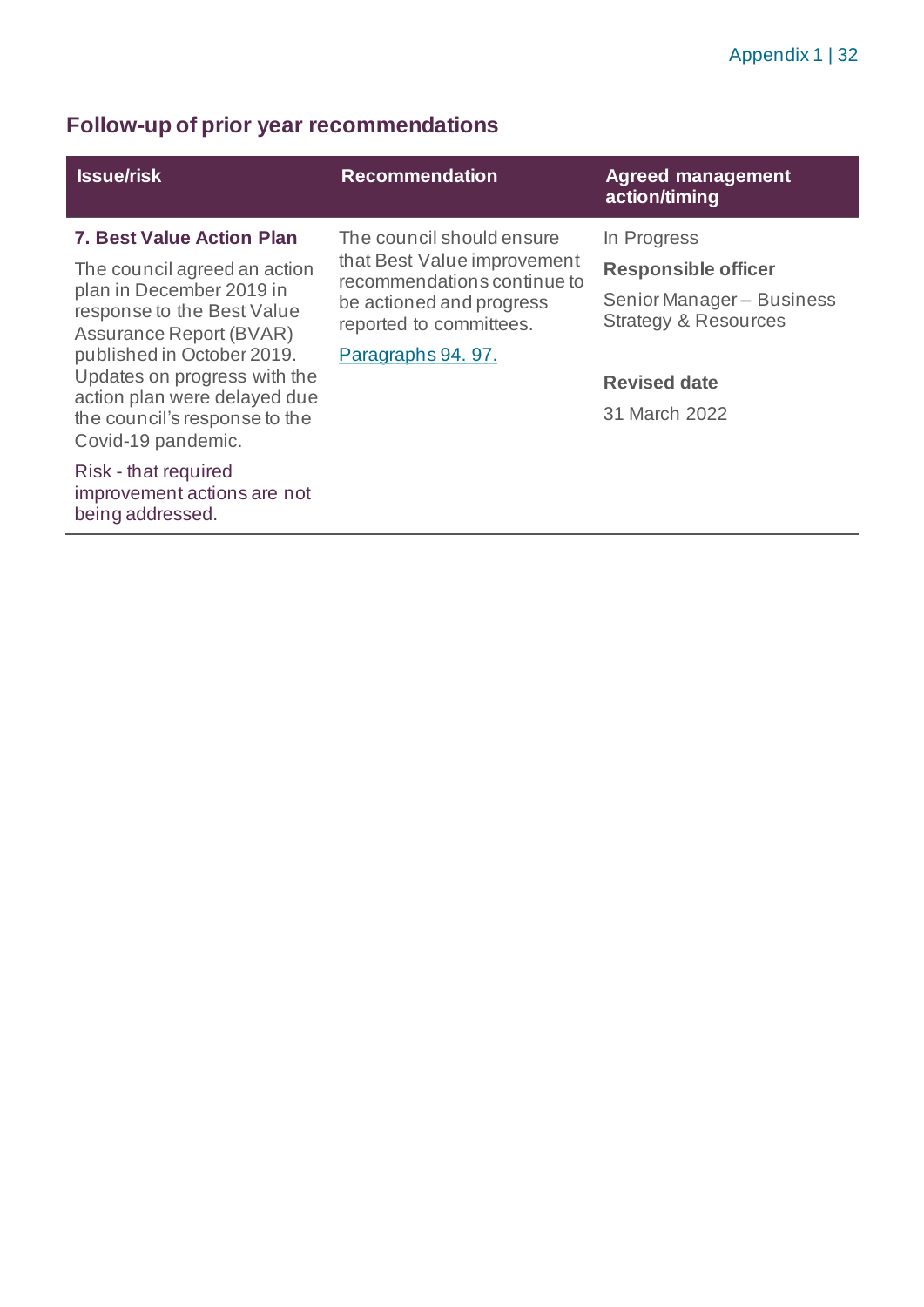## Follow-up of prior year recommendations

| Issue/risk | Recommendation | Agreed management action/timing |
| --- | --- | --- |
| **7. Best Value Action Plan**<br><br>The council agreed an action plan in December 2019 in response to the Best Value Assurance Report (BVAR) published in October 2019. Updates on progress with the action plan were delayed due the council's response to the Covid-19 pandemic.<br><br>Risk - that required improvement actions are not being addressed. | The council should ensure that Best Value improvement recommendations continue to be actioned and progress reported to committees.<br><br>Paragraphs 94. 97. | In Progress<br><br>**Responsible officer**<br><br>Senior Manager – Business Strategy & Resources<br><br>**Revised date**<br><br>31 March 2022 |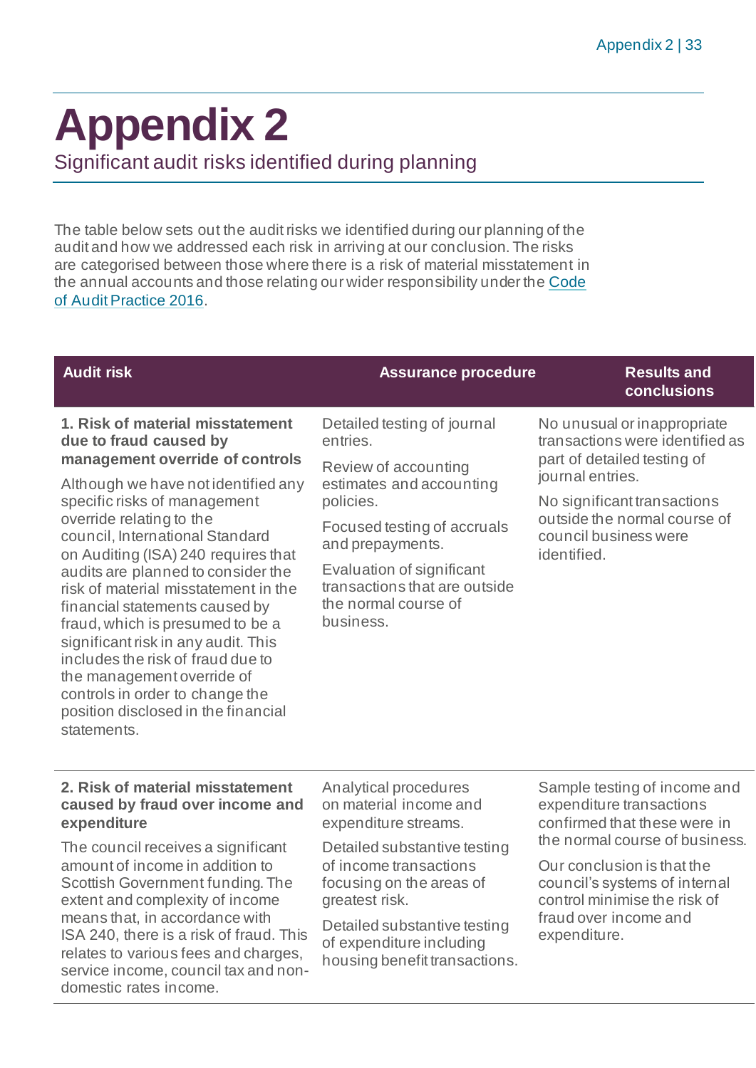# Appendix 2

Significant audit risks identified during planning

The table below sets out the audit risks we identified during our planning of the audit and how we addressed each risk in arriving at our conclusion. The risks are categorised between those where there is a risk of material misstatement in the annual accounts and those relating our wider responsibility under the Code of Audit Practice 2016.

| Audit risk | Assurance procedure | Results and conclusions |
|---|---|---|
| **1. Risk of material misstatement due to fraud caused by management override of controls**<br><br>Although we have not identified any specific risks of management override relating to the council, International Standard on Auditing (ISA) 240 requires that audits are planned to consider the risk of material misstatement in the financial statements caused by fraud, which is presumed to be a significant risk in any audit. This includes the risk of fraud due to the management override of controls in order to change the position disclosed in the financial statements. | Detailed testing of journal entries.<br><br>Review of accounting estimates and accounting policies.<br><br>Focused testing of accruals and prepayments.<br><br>Evaluation of significant transactions that are outside the normal course of business. | No unusual or inappropriate transactions were identified as part of detailed testing of journal entries.<br><br>No significant transactions outside the normal course of council business were identified. |
| **2. Risk of material misstatement caused by fraud over income and expenditure**<br><br>The council receives a significant amount of income in addition to Scottish Government funding. The extent and complexity of income means that, in accordance with ISA 240, there is a risk of fraud. This relates to various fees and charges, service income, council tax and non-domestic rates income. | Analytical procedures on material income and expenditure streams.<br><br>Detailed substantive testing of income transactions focusing on the areas of greatest risk.<br><br>Detailed substantive testing of expenditure including housing benefit transactions. | Sample testing of income and expenditure transactions confirmed that these were in the normal course of business.<br><br>Our conclusion is that the council's systems of internal control minimise the risk of fraud over income and expenditure. |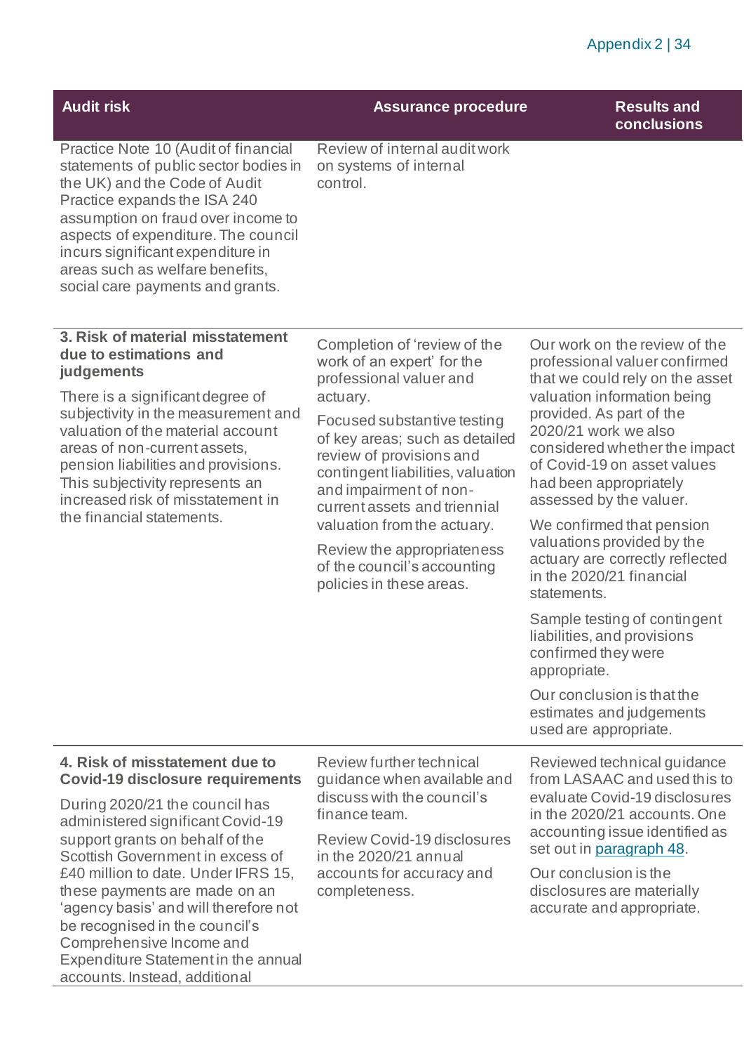| Audit risk | Assurance procedure | Results and conclusions |
|---|---|---|
| Practice Note 10 (Audit of financial statements of public sector bodies in the UK) and the Code of Audit Practice expands the ISA 240 assumption on fraud over income to aspects of expenditure. The council incurs significant expenditure in areas such as welfare benefits, social care payments and grants. | Review of internal audit work on systems of internal control. | |
| **3. Risk of material misstatement due to estimations and judgements**<br><br>There is a significant degree of subjectivity in the measurement and valuation of the material account areas of non-current assets, pension liabilities and provisions. This subjectivity represents an increased risk of misstatement in the financial statements. | Completion of 'review of the work of an expert' for the professional valuer and actuary.<br><br>Focused substantive testing of key areas; such as detailed review of provisions and contingent liabilities, valuation and impairment of non-current assets and triennial valuation from the actuary.<br><br>Review the appropriateness of the council's accounting policies in these areas. | Our work on the review of the professional valuer confirmed that we could rely on the asset valuation information being provided. As part of the 2020/21 work we also considered whether the impact of Covid-19 on asset values had been appropriately assessed by the valuer.<br><br>We confirmed that pension valuations provided by the actuary are correctly reflected in the 2020/21 financial statements.<br><br>Sample testing of contingent liabilities, and provisions confirmed they were appropriate.<br><br>Our conclusion is that the estimates and judgements used are appropriate. |
| **4. Risk of misstatement due to Covid-19 disclosure requirements**<br><br>During 2020/21 the council has administered significant Covid-19 support grants on behalf of the Scottish Government in excess of £40 million to date. Under IFRS 15, these payments are made on an 'agency basis' and will therefore not be recognised in the council's Comprehensive Income and Expenditure Statement in the annual accounts. Instead, additional | Review further technical guidance when available and discuss with the council's finance team.<br><br>Review Covid-19 disclosures in the 2020/21 annual accounts for accuracy and completeness. | Reviewed technical guidance from LASAAC and used this to evaluate Covid-19 disclosures in the 2020/21 accounts. One accounting issue identified as set out in paragraph 48.<br><br>Our conclusion is the disclosures are materially accurate and appropriate. |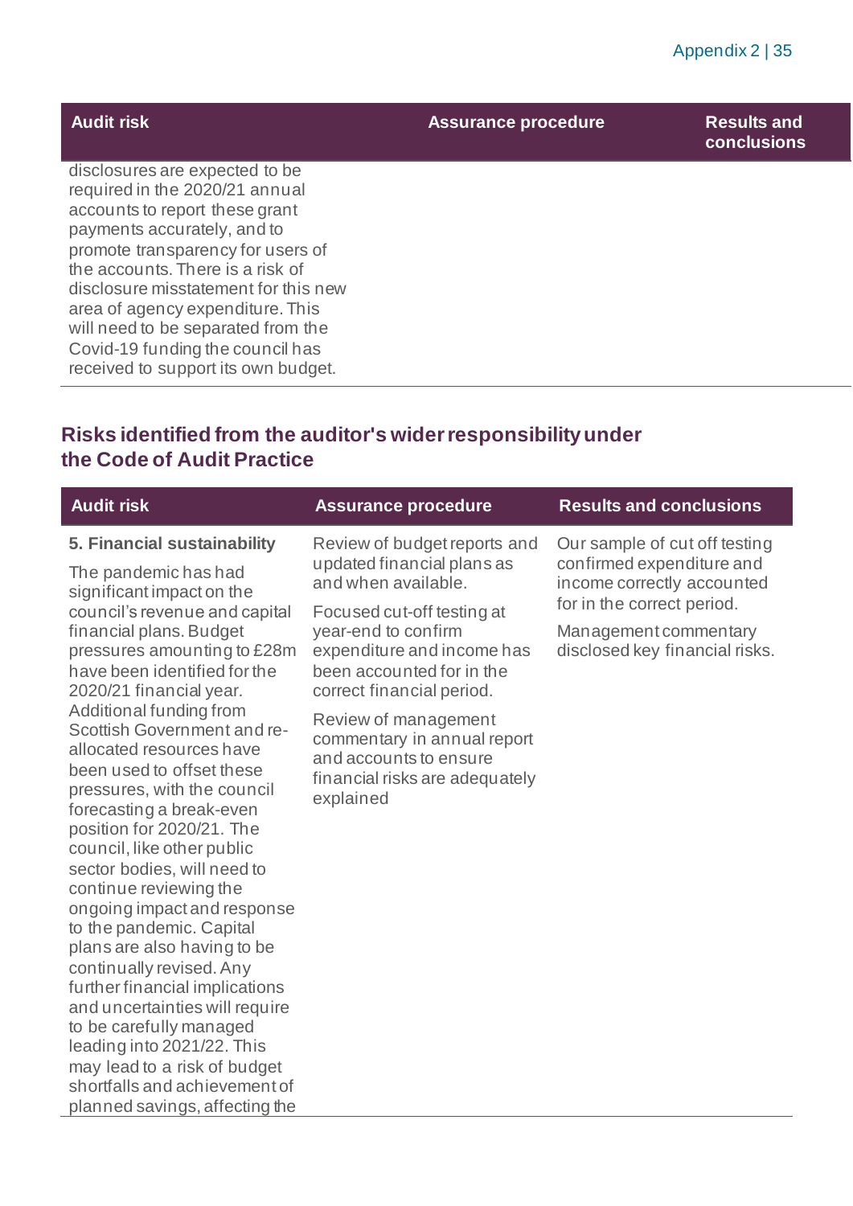| Audit risk | Assurance procedure | Results and conclusions |
|---|---|---|
| disclosures are expected to be required in the 2020/21 annual accounts to report these grant payments accurately, and to promote transparency for users of the accounts. There is a risk of disclosure misstatement for this new area of agency expenditure. This will need to be separated from the Covid-19 funding the council has received to support its own budget. | | |

## Risks identified from the auditor's wider responsibility under the Code of Audit Practice

| Audit risk | Assurance procedure | Results and conclusions |
|---|---|---|
| **5. Financial sustainability**<br><br>The pandemic has had significant impact on the council's revenue and capital financial plans. Budget pressures amounting to £28m have been identified for the 2020/21 financial year. Additional funding from Scottish Government and re-allocated resources have been used to offset these pressures, with the council forecasting a break-even position for 2020/21. The council, like other public sector bodies, will need to continue reviewing the ongoing impact and response to the pandemic. Capital plans are also having to be continually revised. Any further financial implications and uncertainties will require to be carefully managed leading into 2021/22. This may lead to a risk of budget shortfalls and achievement of planned savings, affecting the | Review of budget reports and updated financial plans as and when available.<br><br>Focused cut-off testing at year-end to confirm expenditure and income has been accounted for in the correct financial period.<br><br>Review of management commentary in annual report and accounts to ensure financial risks are adequately explained | Our sample of cut off testing confirmed expenditure and income correctly accounted for in the correct period.<br><br>Management commentary disclosed key financial risks. |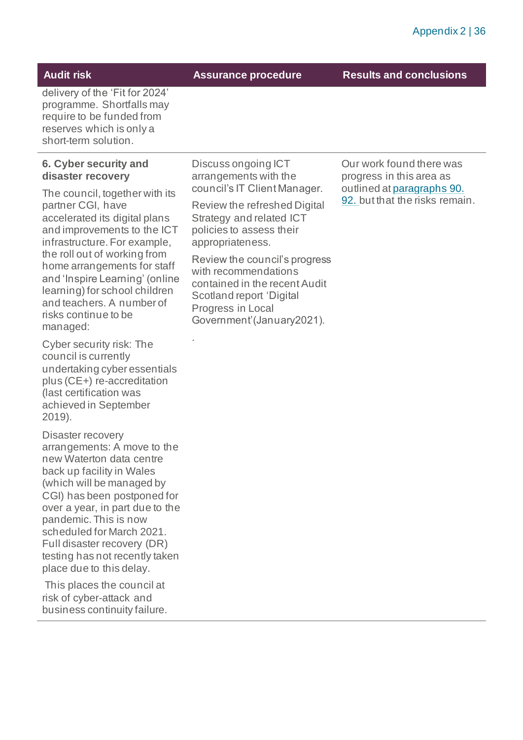| Audit risk | Assurance procedure | Results and conclusions |
|---|---|---|
| delivery of the 'Fit for 2024' programme. Shortfalls may require to be funded from reserves which is only a short-term solution. | | |
| **6. Cyber security and disaster recovery**<br><br>The council, together with its partner CGI, have accelerated its digital plans and improvements to the ICT infrastructure. For example, the roll out of working from home arrangements for staff and 'Inspire Learning' (online learning) for school children and teachers. A number of risks continue to be managed:<br><br>Cyber security risk: The council is currently undertaking cyber essentials plus (CE+) re-accreditation (last certification was achieved in September 2019).<br><br>Disaster recovery arrangements: A move to the new Waterton data centre back up facility in Wales (which will be managed by CGI) has been postponed for over a year, in part due to the pandemic. This is now scheduled for March 2021. Full disaster recovery (DR) testing has not recently taken place due to this delay.<br><br>This places the council at risk of cyber-attack and business continuity failure. | Discuss ongoing ICT arrangements with the council's IT Client Manager.<br><br>Review the refreshed Digital Strategy and related ICT policies to assess their appropriateness.<br><br>Review the council's progress with recommendations contained in the recent Audit Scotland report 'Digital Progress in Local Government'(January2021).<br><br>. | Our work found there was progress in this area as outlined at paragraphs 90. 92. but that the risks remain. |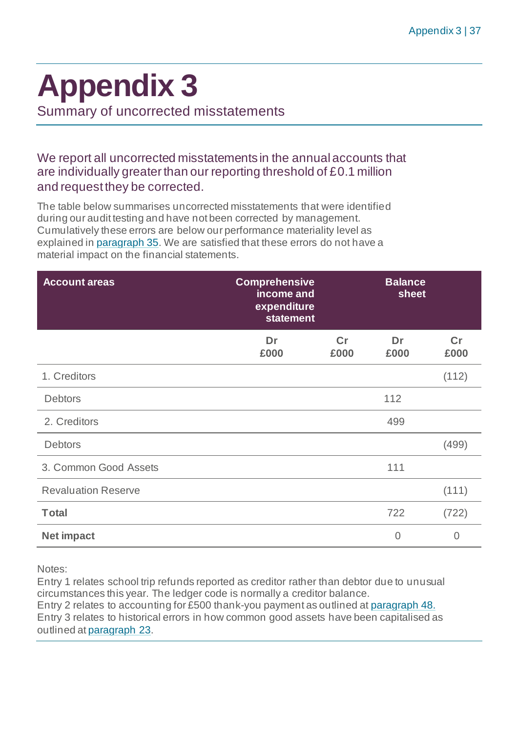# Appendix 3

Summary of uncorrected misstatements

We report all uncorrected misstatements in the annual accounts that are individually greater than our reporting threshold of £0.1 million and request they be corrected.

The table below summarises uncorrected misstatements that were identified during our audit testing and have not been corrected by management. Cumulatively these errors are below our performance materiality level as explained in paragraph 35. We are satisfied that these errors do not have a material impact on the financial statements.

| Account areas | Comprehensive income and expenditure statement | | Balance sheet | |
|---|---|---|---|---|
| | Dr £000 | Cr £000 | Dr £000 | Cr £000 |
| 1. Creditors | | | | (112) |
| Debtors | | | 112 | |
| 2. Creditors | | | 499 | |
| Debtors | | | | (499) |
| 3. Common Good Assets | | | 111 | |
| Revaluation Reserve | | | | (111) |
| **Total** | | | 722 | (722) |
| **Net impact** | | | 0 | 0 |

Notes:
Entry 1 relates school trip refunds reported as creditor rather than debtor due to unusual circumstances this year. The ledger code is normally a creditor balance.
Entry 2 relates to accounting for £500 thank-you payment as outlined at paragraph 48.
Entry 3 relates to historical errors in how common good assets have been capitalised as outlined at paragraph 23.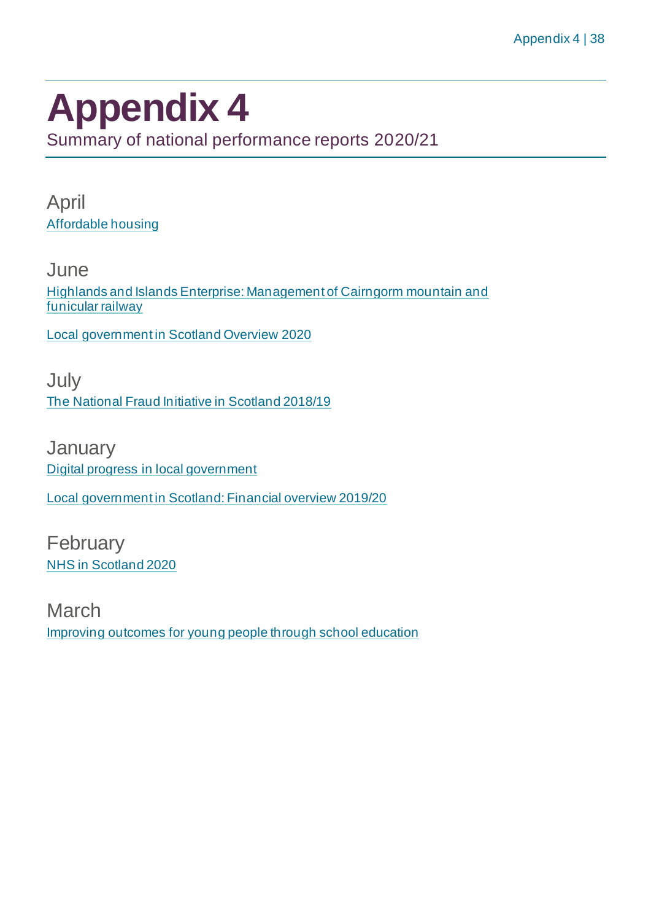# Appendix 4

Summary of national performance reports 2020/21

## April

Affordable housing

## June

Highlands and Islands Enterprise: Management of Cairngorm mountain and funicular railway

Local government in Scotland Overview 2020

## July

The National Fraud Initiative in Scotland 2018/19

## January

Digital progress in local government

Local government in Scotland: Financial overview 2019/20

## February

NHS in Scotland 2020

## March

Improving outcomes for young people through school education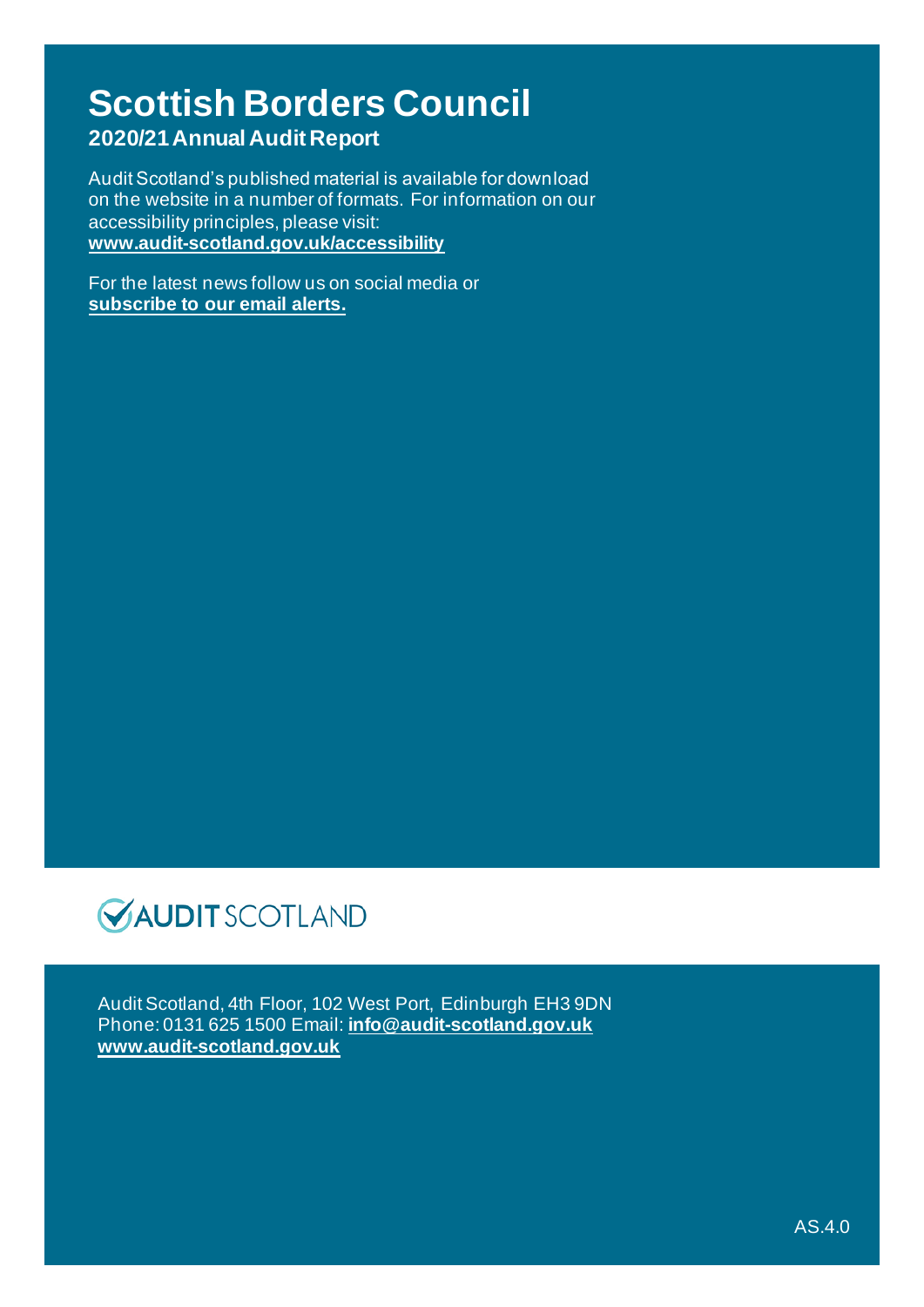# Scottish Borders Council

## 2020/21 Annual Audit Report

Audit Scotland's published material is available for download on the website in a number of formats. For information on our accessibility principles, please visit: **www.audit-scotland.gov.uk/accessibility**

For the latest news follow us on social media or **subscribe to our email alerts.**

AUDIT SCOTLAND

Audit Scotland, 4th Floor, 102 West Port, Edinburgh EH3 9DN
Phone: 0131 625 1500 Email: **info@audit-scotland.gov.uk**
**www.audit-scotland.gov.uk**

AS.4.0